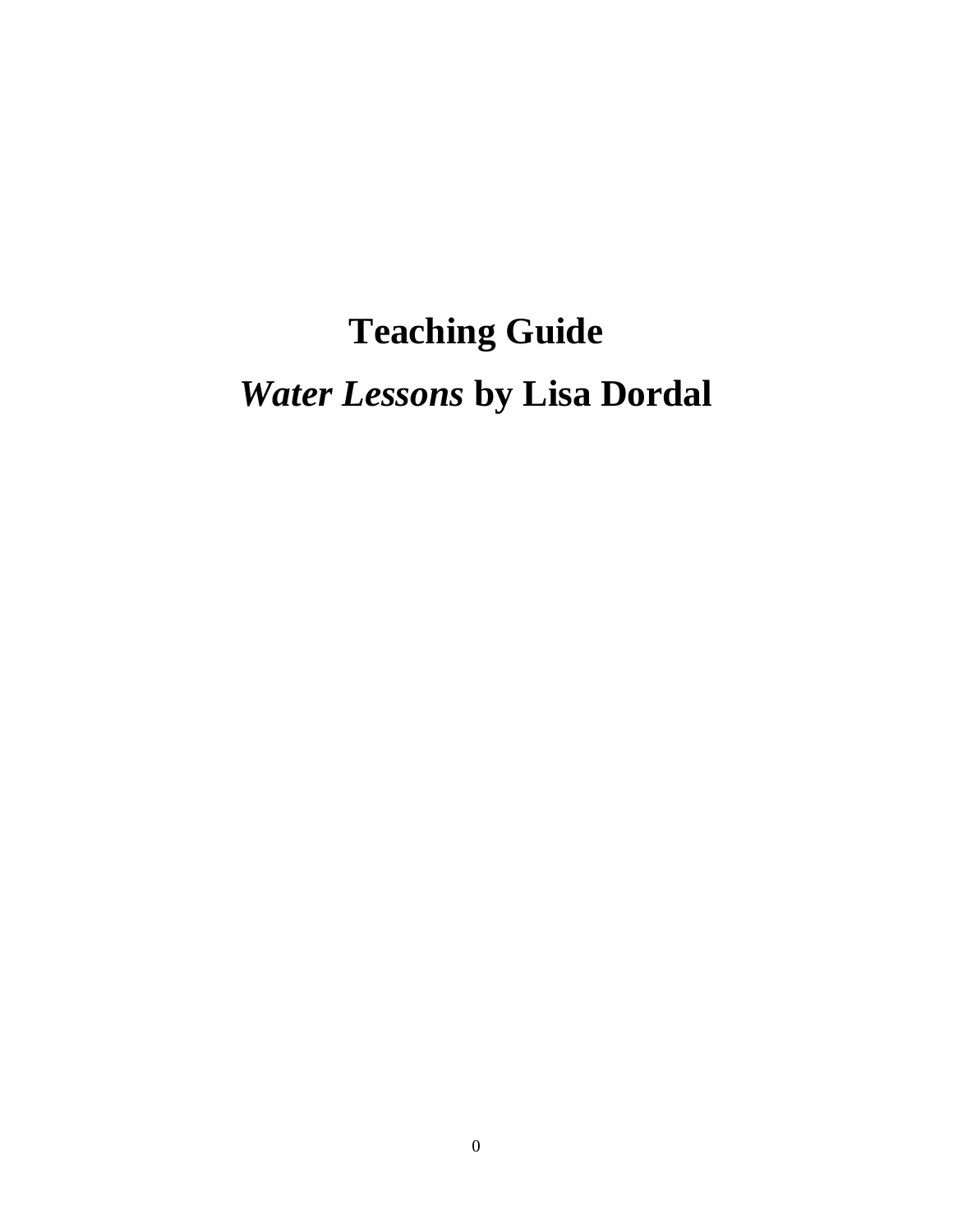# Teaching Guide

# *Water Lessons* by Lisa Dordal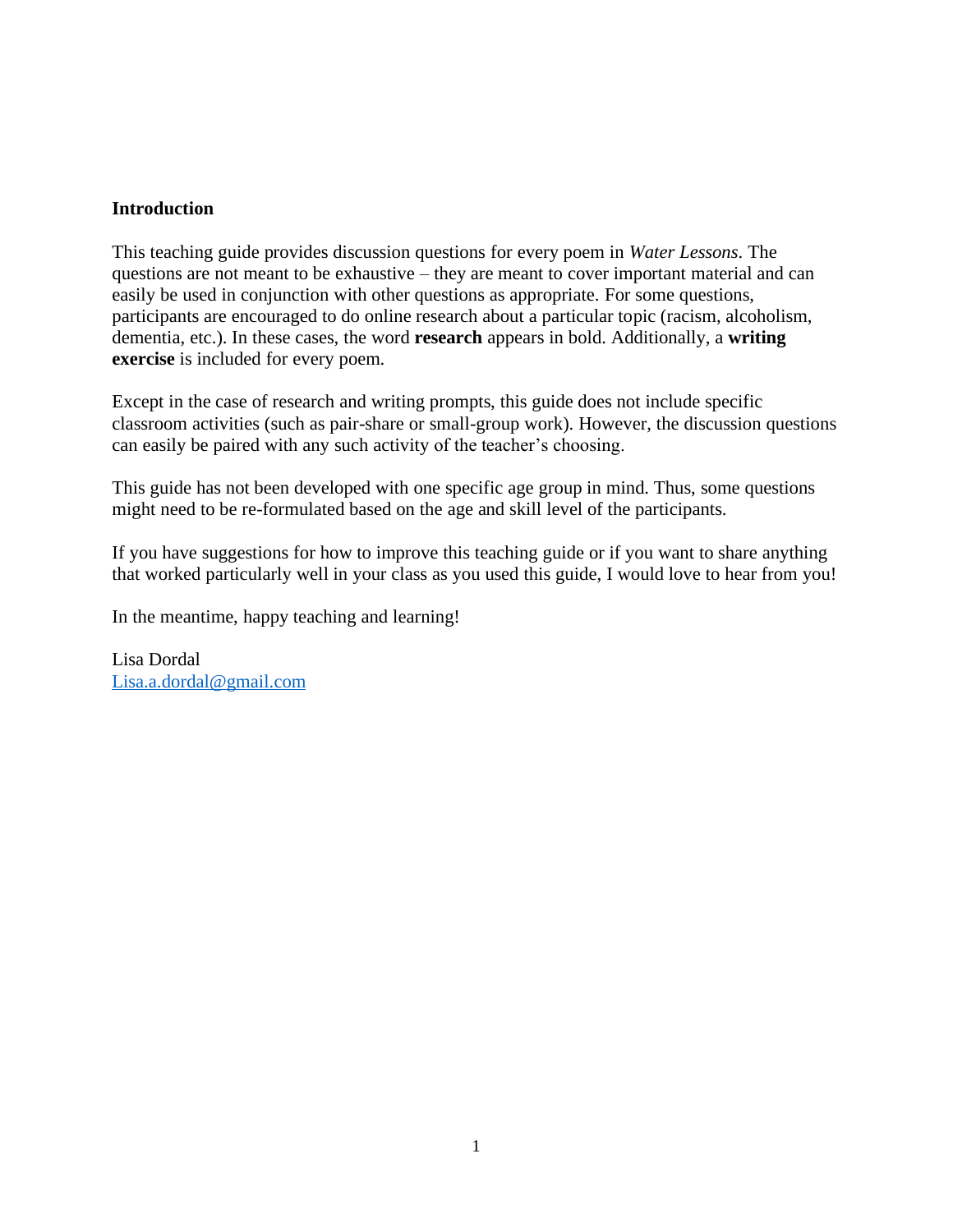## Introduction

This teaching guide provides discussion questions for every poem in *Water Lessons*. The questions are not meant to be exhaustive – they are meant to cover important material and can easily be used in conjunction with other questions as appropriate. For some questions, participants are encouraged to do online research about a particular topic (racism, alcoholism, dementia, etc.). In these cases, the word **research** appears in bold. Additionally, a **writing exercise** is included for every poem.

Except in the case of research and writing prompts, this guide does not include specific classroom activities (such as pair-share or small-group work). However, the discussion questions can easily be paired with any such activity of the teacher's choosing.

This guide has not been developed with one specific age group in mind. Thus, some questions might need to be re-formulated based on the age and skill level of the participants.

If you have suggestions for how to improve this teaching guide or if you want to share anything that worked particularly well in your class as you used this guide, I would love to hear from you!

In the meantime, happy teaching and learning!

Lisa Dordal
Lisa.a.dordal@gmail.com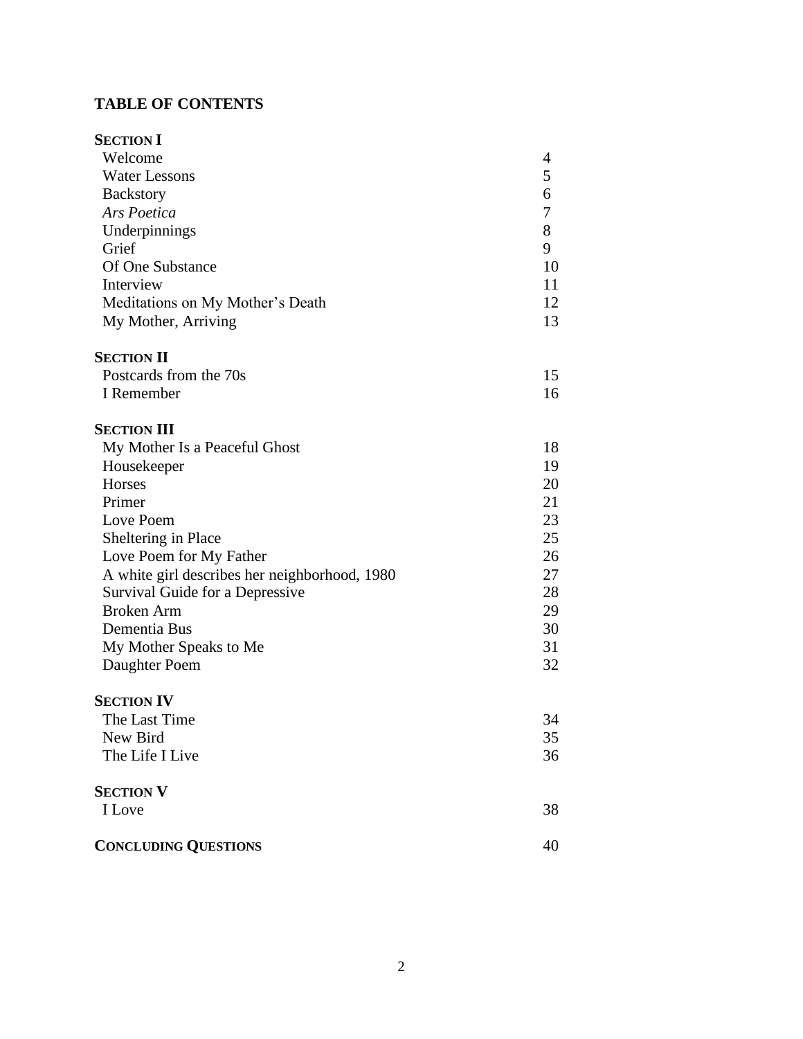# TABLE OF CONTENTS

| | |
|---|---|
| **SECTION I** | |
| Welcome | 4 |
| Water Lessons | 5 |
| Backstory | 6 |
| *Ars Poetica* | 7 |
| Underpinnings | 8 |
| Grief | 9 |
| Of One Substance | 10 |
| Interview | 11 |
| Meditations on My Mother's Death | 12 |
| My Mother, Arriving | 13 |
| **SECTION II** | |
| Postcards from the 70s | 15 |
| I Remember | 16 |
| **SECTION III** | |
| My Mother Is a Peaceful Ghost | 18 |
| Housekeeper | 19 |
| Horses | 20 |
| Primer | 21 |
| Love Poem | 23 |
| Sheltering in Place | 25 |
| Love Poem for My Father | 26 |
| A white girl describes her neighborhood, 1980 | 27 |
| Survival Guide for a Depressive | 28 |
| Broken Arm | 29 |
| Dementia Bus | 30 |
| My Mother Speaks to Me | 31 |
| Daughter Poem | 32 |
| **SECTION IV** | |
| The Last Time | 34 |
| New Bird | 35 |
| The Life I Live | 36 |
| **SECTION V** | |
| I Love | 38 |
| **CONCLUDING QUESTIONS** | 40 |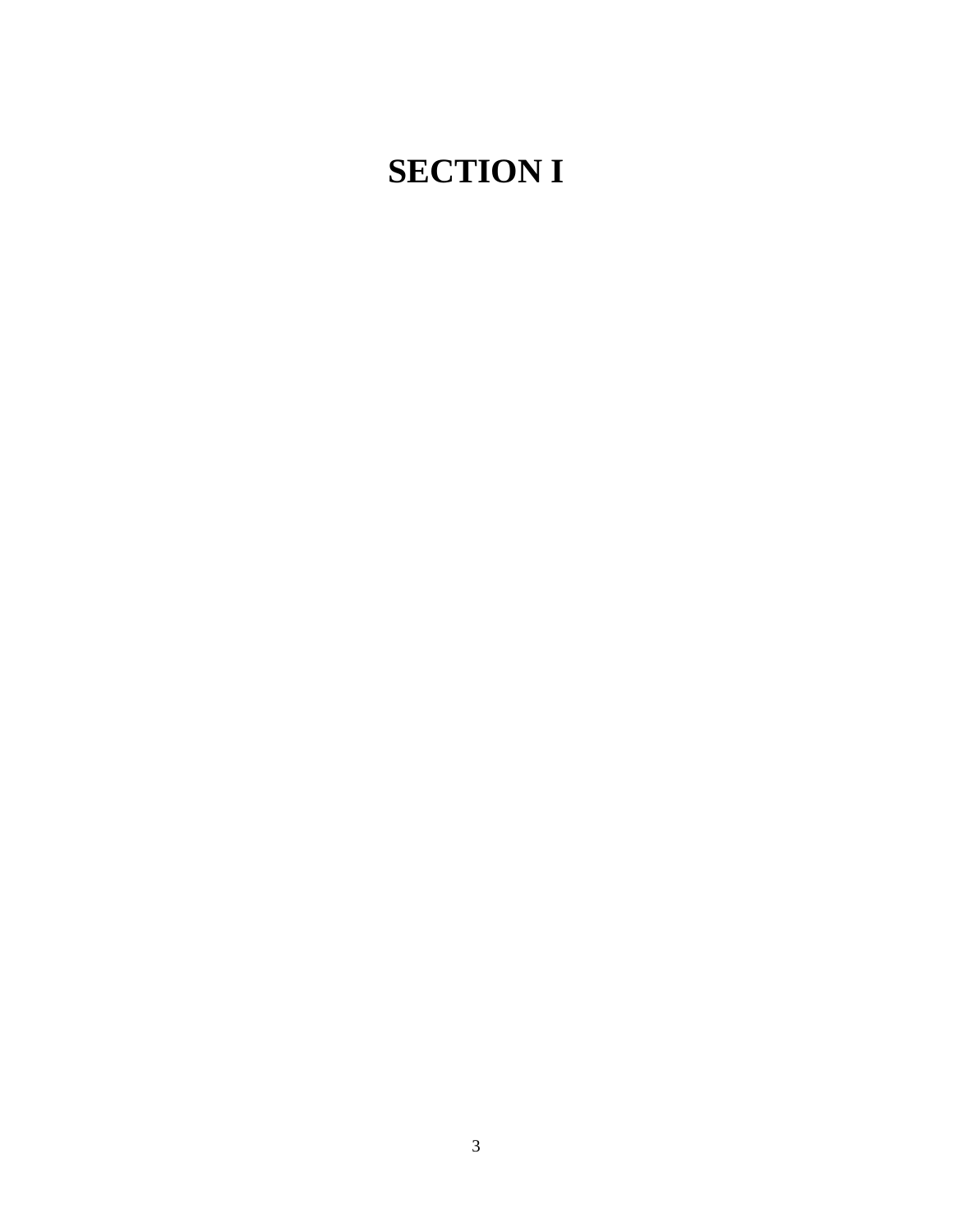# SECTION I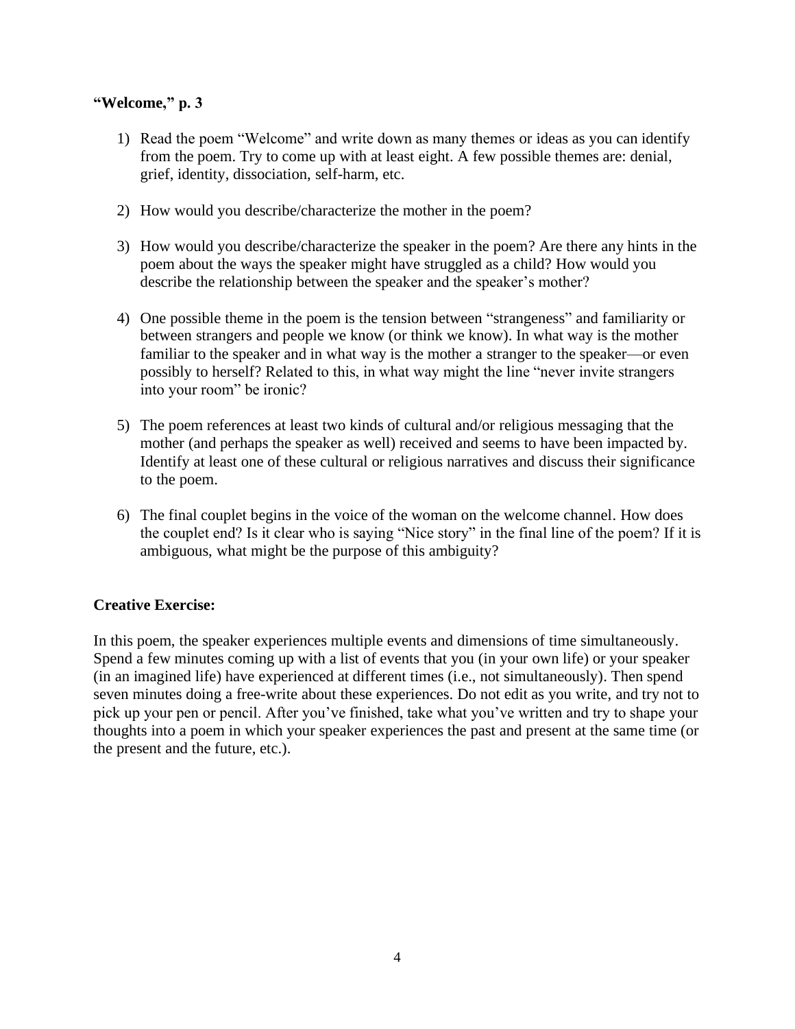**“Welcome,” p. 3**

1) Read the poem “Welcome” and write down as many themes or ideas as you can identify from the poem. Try to come up with at least eight. A few possible themes are: denial, grief, identity, dissociation, self-harm, etc.

2) How would you describe/characterize the mother in the poem?

3) How would you describe/characterize the speaker in the poem? Are there any hints in the poem about the ways the speaker might have struggled as a child? How would you describe the relationship between the speaker and the speaker’s mother?

4) One possible theme in the poem is the tension between “strangeness” and familiarity or between strangers and people we know (or think we know). In what way is the mother familiar to the speaker and in what way is the mother a stranger to the speaker—or even possibly to herself? Related to this, in what way might the line “never invite strangers into your room” be ironic?

5) The poem references at least two kinds of cultural and/or religious messaging that the mother (and perhaps the speaker as well) received and seems to have been impacted by. Identify at least one of these cultural or religious narratives and discuss their significance to the poem.

6) The final couplet begins in the voice of the woman on the welcome channel. How does the couplet end? Is it clear who is saying “Nice story” in the final line of the poem? If it is ambiguous, what might be the purpose of this ambiguity?

**Creative Exercise:**

In this poem, the speaker experiences multiple events and dimensions of time simultaneously. Spend a few minutes coming up with a list of events that you (in your own life) or your speaker (in an imagined life) have experienced at different times (i.e., not simultaneously). Then spend seven minutes doing a free-write about these experiences. Do not edit as you write, and try not to pick up your pen or pencil. After you’ve finished, take what you’ve written and try to shape your thoughts into a poem in which your speaker experiences the past and present at the same time (or the present and the future, etc.).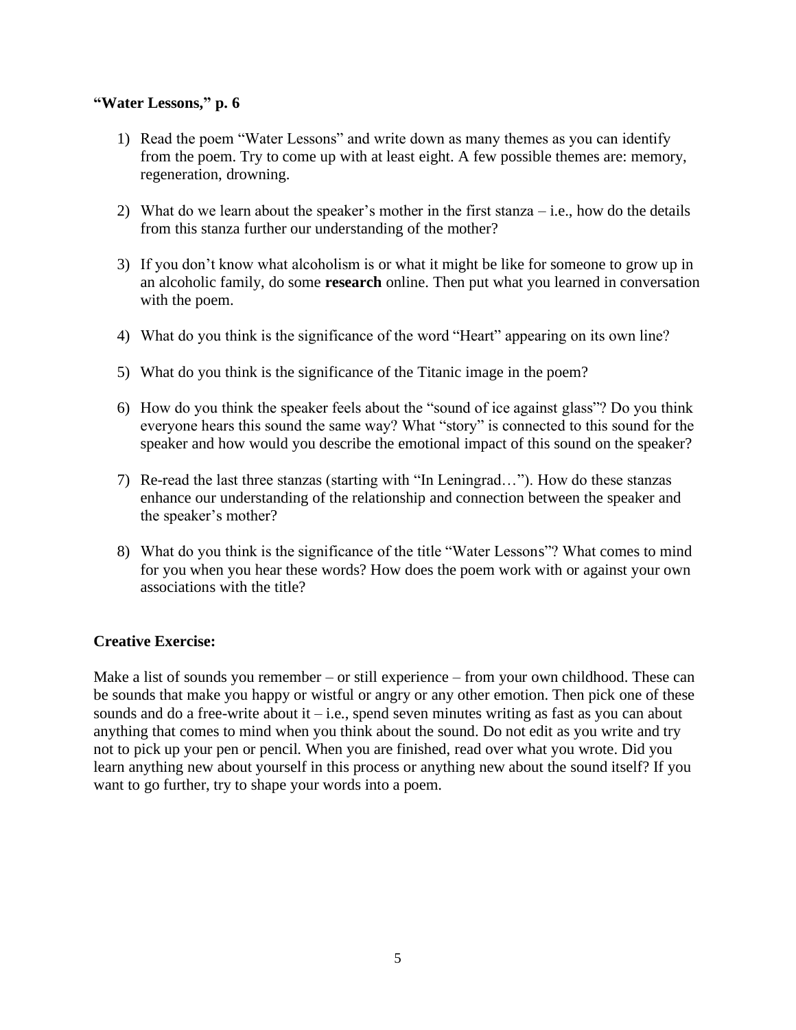**“Water Lessons,” p. 6**

1) Read the poem “Water Lessons” and write down as many themes as you can identify from the poem. Try to come up with at least eight. A few possible themes are: memory, regeneration, drowning.

2) What do we learn about the speaker’s mother in the first stanza – i.e., how do the details from this stanza further our understanding of the mother?

3) If you don’t know what alcoholism is or what it might be like for someone to grow up in an alcoholic family, do some **research** online. Then put what you learned in conversation with the poem.

4) What do you think is the significance of the word “Heart” appearing on its own line?

5) What do you think is the significance of the Titanic image in the poem?

6) How do you think the speaker feels about the “sound of ice against glass”? Do you think everyone hears this sound the same way? What “story” is connected to this sound for the speaker and how would you describe the emotional impact of this sound on the speaker?

7) Re-read the last three stanzas (starting with “In Leningrad…”). How do these stanzas enhance our understanding of the relationship and connection between the speaker and the speaker’s mother?

8) What do you think is the significance of the title “Water Lessons”? What comes to mind for you when you hear these words? How does the poem work with or against your own associations with the title?

**Creative Exercise:**

Make a list of sounds you remember – or still experience – from your own childhood. These can be sounds that make you happy or wistful or angry or any other emotion. Then pick one of these sounds and do a free-write about it – i.e., spend seven minutes writing as fast as you can about anything that comes to mind when you think about the sound. Do not edit as you write and try not to pick up your pen or pencil. When you are finished, read over what you wrote. Did you learn anything new about yourself in this process or anything new about the sound itself? If you want to go further, try to shape your words into a poem.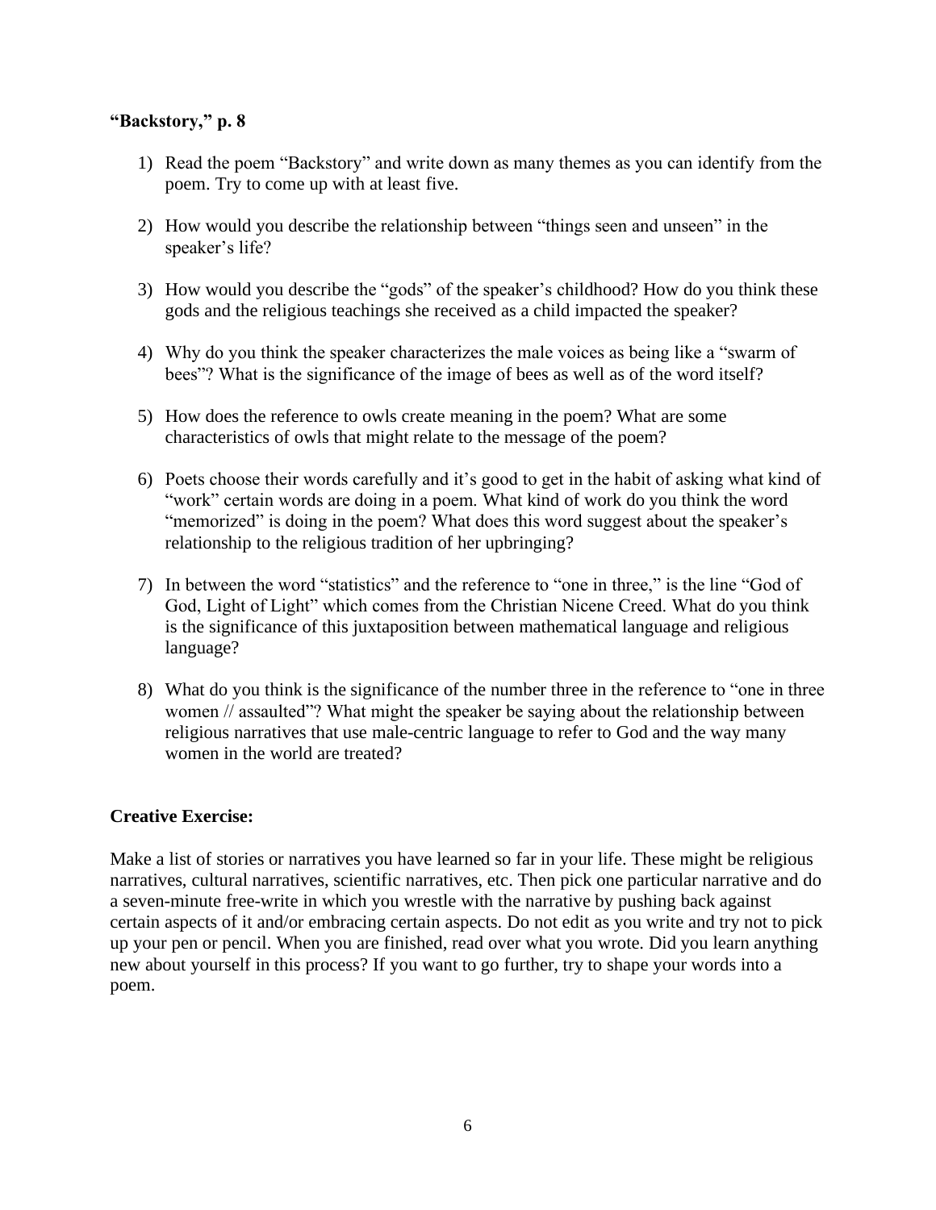**"Backstory," p. 8**

1) Read the poem "Backstory" and write down as many themes as you can identify from the poem. Try to come up with at least five.

2) How would you describe the relationship between "things seen and unseen" in the speaker's life?

3) How would you describe the "gods" of the speaker's childhood? How do you think these gods and the religious teachings she received as a child impacted the speaker?

4) Why do you think the speaker characterizes the male voices as being like a "swarm of bees"? What is the significance of the image of bees as well as of the word itself?

5) How does the reference to owls create meaning in the poem? What are some characteristics of owls that might relate to the message of the poem?

6) Poets choose their words carefully and it's good to get in the habit of asking what kind of "work" certain words are doing in a poem. What kind of work do you think the word "memorized" is doing in the poem? What does this word suggest about the speaker's relationship to the religious tradition of her upbringing?

7) In between the word "statistics" and the reference to "one in three," is the line "God of God, Light of Light" which comes from the Christian Nicene Creed. What do you think is the significance of this juxtaposition between mathematical language and religious language?

8) What do you think is the significance of the number three in the reference to "one in three women // assaulted"? What might the speaker be saying about the relationship between religious narratives that use male-centric language to refer to God and the way many women in the world are treated?

**Creative Exercise:**

Make a list of stories or narratives you have learned so far in your life. These might be religious narratives, cultural narratives, scientific narratives, etc. Then pick one particular narrative and do a seven-minute free-write in which you wrestle with the narrative by pushing back against certain aspects of it and/or embracing certain aspects. Do not edit as you write and try not to pick up your pen or pencil. When you are finished, read over what you wrote. Did you learn anything new about yourself in this process? If you want to go further, try to shape your words into a poem.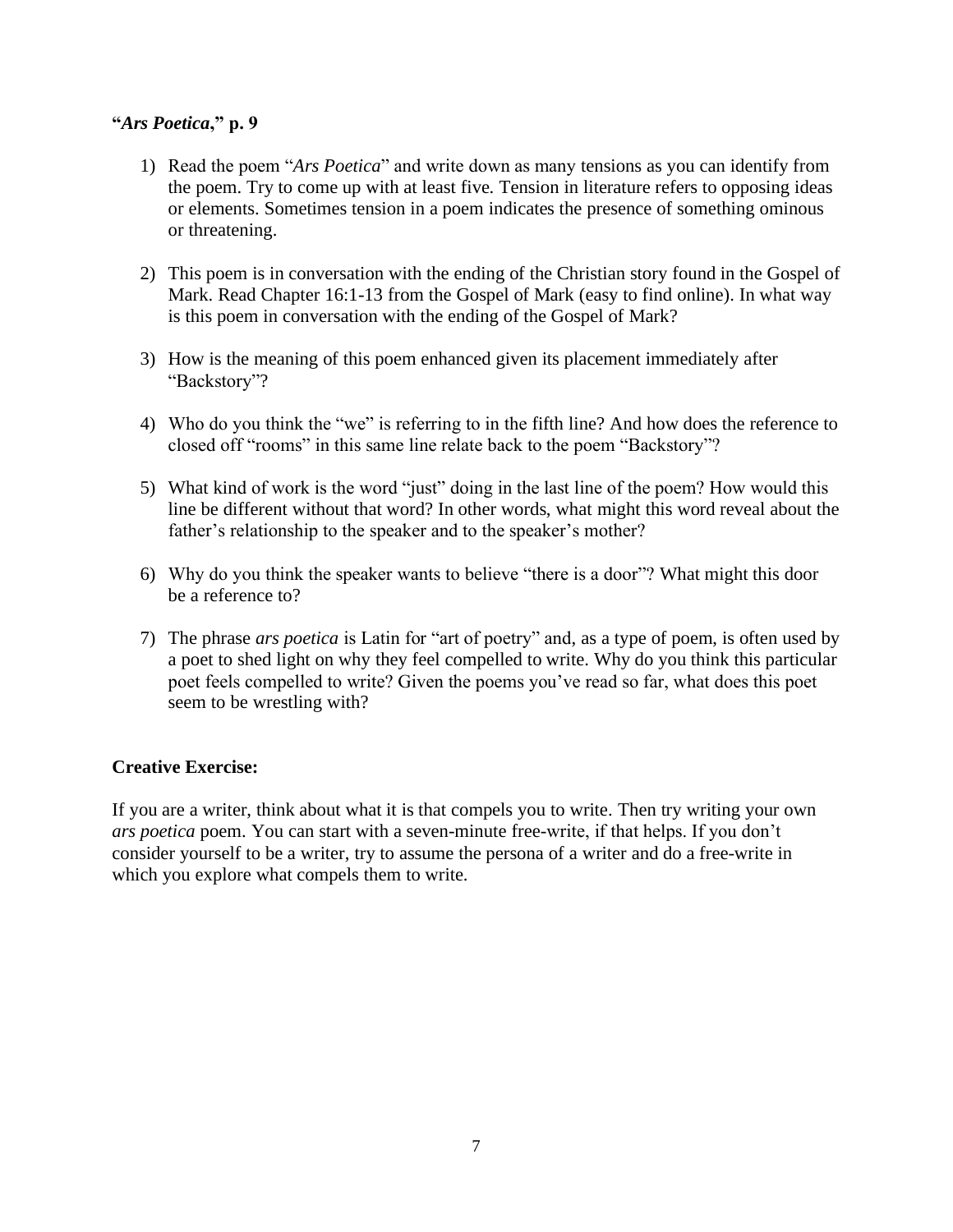**"*Ars Poetica*," p. 9**

1) Read the poem "*Ars Poetica*" and write down as many tensions as you can identify from the poem. Try to come up with at least five. Tension in literature refers to opposing ideas or elements. Sometimes tension in a poem indicates the presence of something ominous or threatening.

2) This poem is in conversation with the ending of the Christian story found in the Gospel of Mark. Read Chapter 16:1-13 from the Gospel of Mark (easy to find online). In what way is this poem in conversation with the ending of the Gospel of Mark?

3) How is the meaning of this poem enhanced given its placement immediately after "Backstory"?

4) Who do you think the "we" is referring to in the fifth line? And how does the reference to closed off "rooms" in this same line relate back to the poem "Backstory"?

5) What kind of work is the word "just" doing in the last line of the poem? How would this line be different without that word? In other words, what might this word reveal about the father's relationship to the speaker and to the speaker's mother?

6) Why do you think the speaker wants to believe "there is a door"? What might this door be a reference to?

7) The phrase *ars poetica* is Latin for "art of poetry" and, as a type of poem, is often used by a poet to shed light on why they feel compelled to write. Why do you think this particular poet feels compelled to write? Given the poems you've read so far, what does this poet seem to be wrestling with?

**Creative Exercise:**

If you are a writer, think about what it is that compels you to write. Then try writing your own *ars poetica* poem. You can start with a seven-minute free-write, if that helps. If you don't consider yourself to be a writer, try to assume the persona of a writer and do a free-write in which you explore what compels them to write.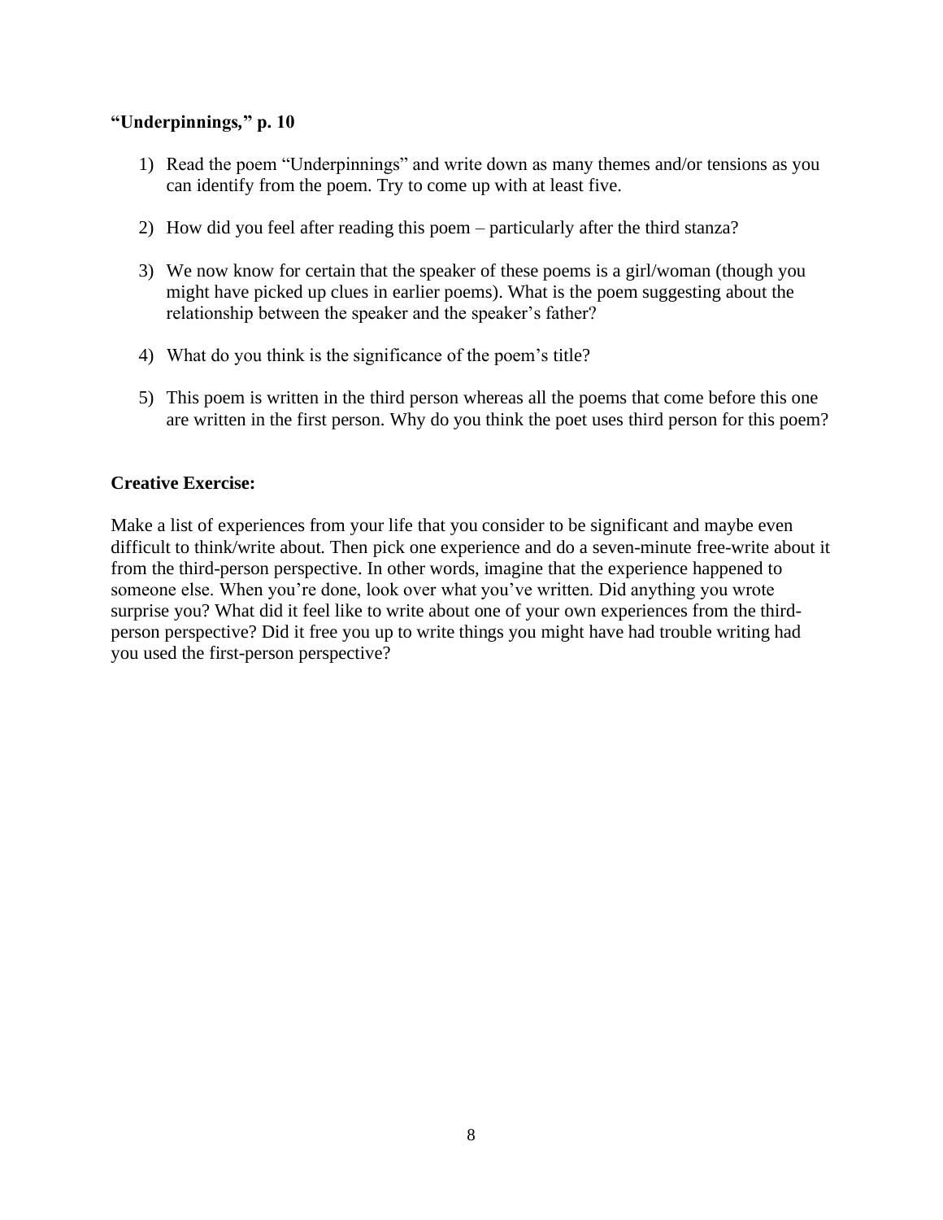**"Underpinnings," p. 10**

1) Read the poem "Underpinnings" and write down as many themes and/or tensions as you can identify from the poem. Try to come up with at least five.

2) How did you feel after reading this poem – particularly after the third stanza?

3) We now know for certain that the speaker of these poems is a girl/woman (though you might have picked up clues in earlier poems). What is the poem suggesting about the relationship between the speaker and the speaker's father?

4) What do you think is the significance of the poem's title?

5) This poem is written in the third person whereas all the poems that come before this one are written in the first person. Why do you think the poet uses third person for this poem?

**Creative Exercise:**

Make a list of experiences from your life that you consider to be significant and maybe even difficult to think/write about. Then pick one experience and do a seven-minute free-write about it from the third-person perspective. In other words, imagine that the experience happened to someone else. When you're done, look over what you've written. Did anything you wrote surprise you? What did it feel like to write about one of your own experiences from the third-person perspective? Did it free you up to write things you might have had trouble writing had you used the first-person perspective?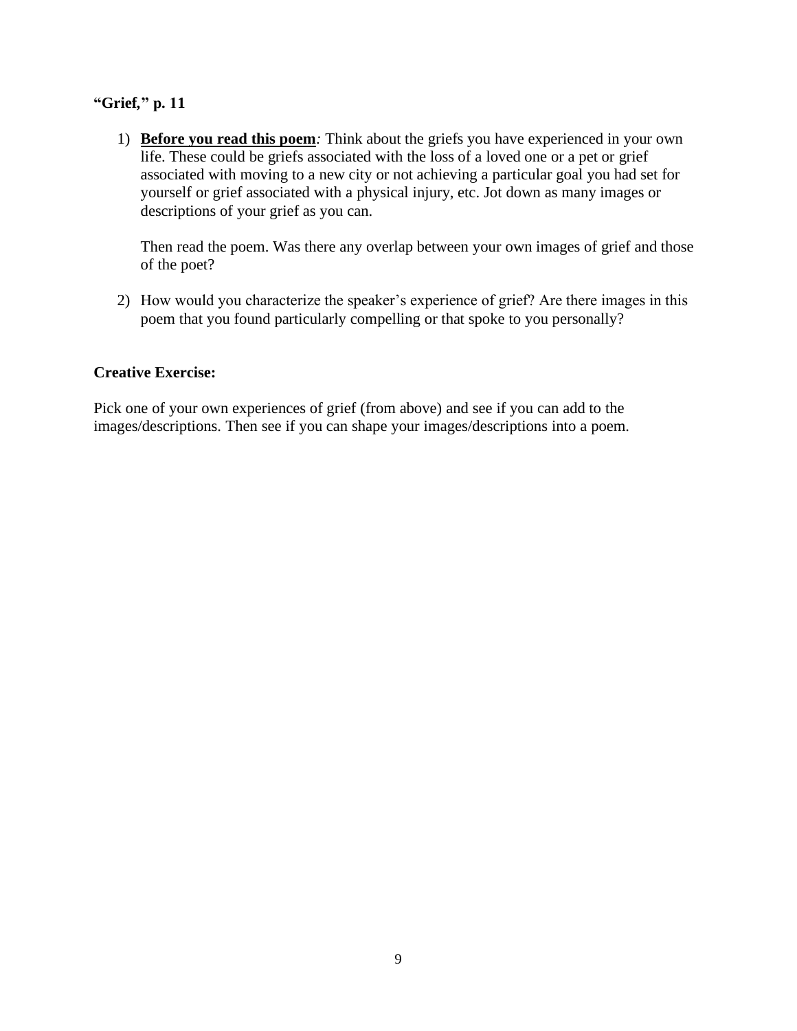**"Grief," p. 11**

1) **<u>Before you read this poem</u>***:* Think about the griefs you have experienced in your own life. These could be griefs associated with the loss of a loved one or a pet or grief associated with moving to a new city or not achieving a particular goal you had set for yourself or grief associated with a physical injury, etc. Jot down as many images or descriptions of your grief as you can.

   Then read the poem. Was there any overlap between your own images of grief and those of the poet?

2) How would you characterize the speaker's experience of grief? Are there images in this poem that you found particularly compelling or that spoke to you personally?

**Creative Exercise:**

Pick one of your own experiences of grief (from above) and see if you can add to the images/descriptions. Then see if you can shape your images/descriptions into a poem.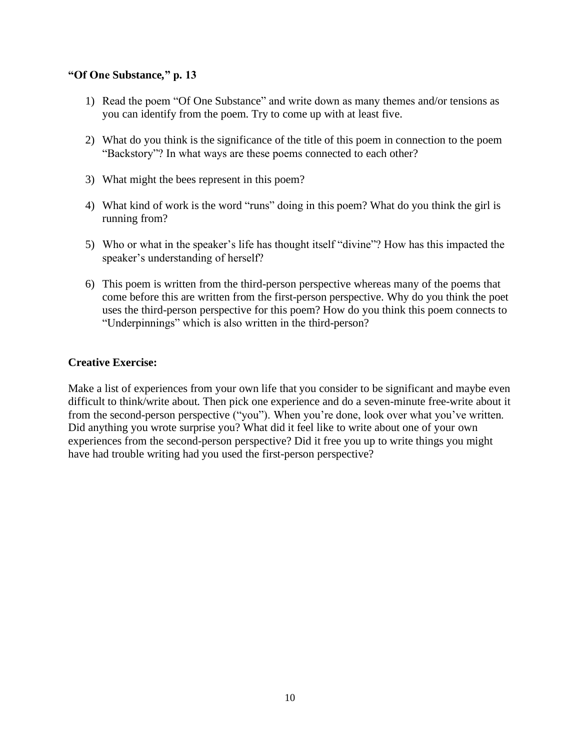**"Of One Substance," p. 13**

1) Read the poem "Of One Substance" and write down as many themes and/or tensions as you can identify from the poem. Try to come up with at least five.

2) What do you think is the significance of the title of this poem in connection to the poem "Backstory"? In what ways are these poems connected to each other?

3) What might the bees represent in this poem?

4) What kind of work is the word "runs" doing in this poem? What do you think the girl is running from?

5) Who or what in the speaker's life has thought itself "divine"? How has this impacted the speaker's understanding of herself?

6) This poem is written from the third-person perspective whereas many of the poems that come before this are written from the first-person perspective. Why do you think the poet uses the third-person perspective for this poem? How do you think this poem connects to "Underpinnings" which is also written in the third-person?

**Creative Exercise:**

Make a list of experiences from your own life that you consider to be significant and maybe even difficult to think/write about. Then pick one experience and do a seven-minute free-write about it from the second-person perspective ("you"). When you're done, look over what you've written. Did anything you wrote surprise you? What did it feel like to write about one of your own experiences from the second-person perspective? Did it free you up to write things you might have had trouble writing had you used the first-person perspective?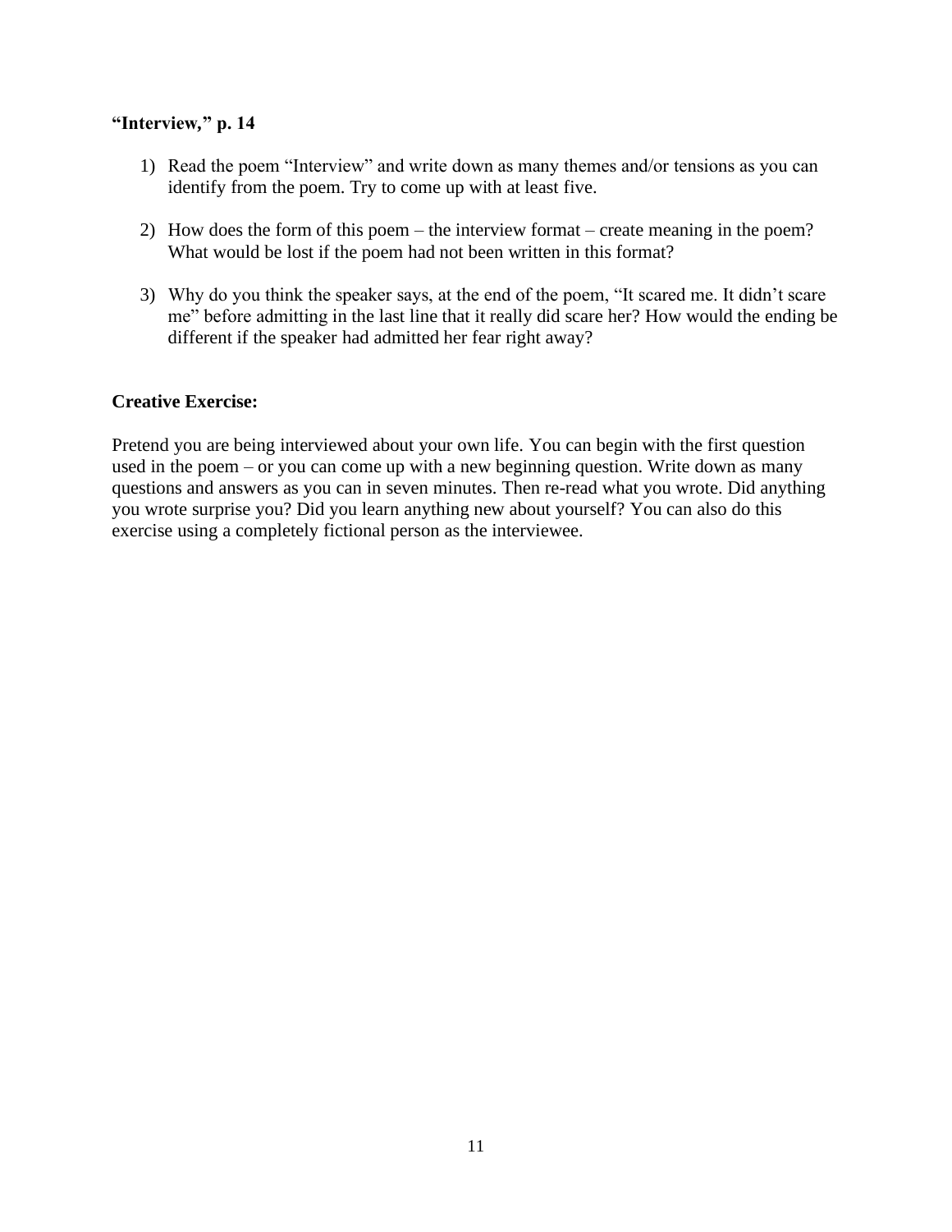**“Interview,” p. 14**

1) Read the poem “Interview” and write down as many themes and/or tensions as you can identify from the poem. Try to come up with at least five.

2) How does the form of this poem – the interview format – create meaning in the poem? What would be lost if the poem had not been written in this format?

3) Why do you think the speaker says, at the end of the poem, “It scared me. It didn’t scare me” before admitting in the last line that it really did scare her? How would the ending be different if the speaker had admitted her fear right away?

**Creative Exercise:**

Pretend you are being interviewed about your own life. You can begin with the first question used in the poem – or you can come up with a new beginning question. Write down as many questions and answers as you can in seven minutes. Then re-read what you wrote. Did anything you wrote surprise you? Did you learn anything new about yourself? You can also do this exercise using a completely fictional person as the interviewee.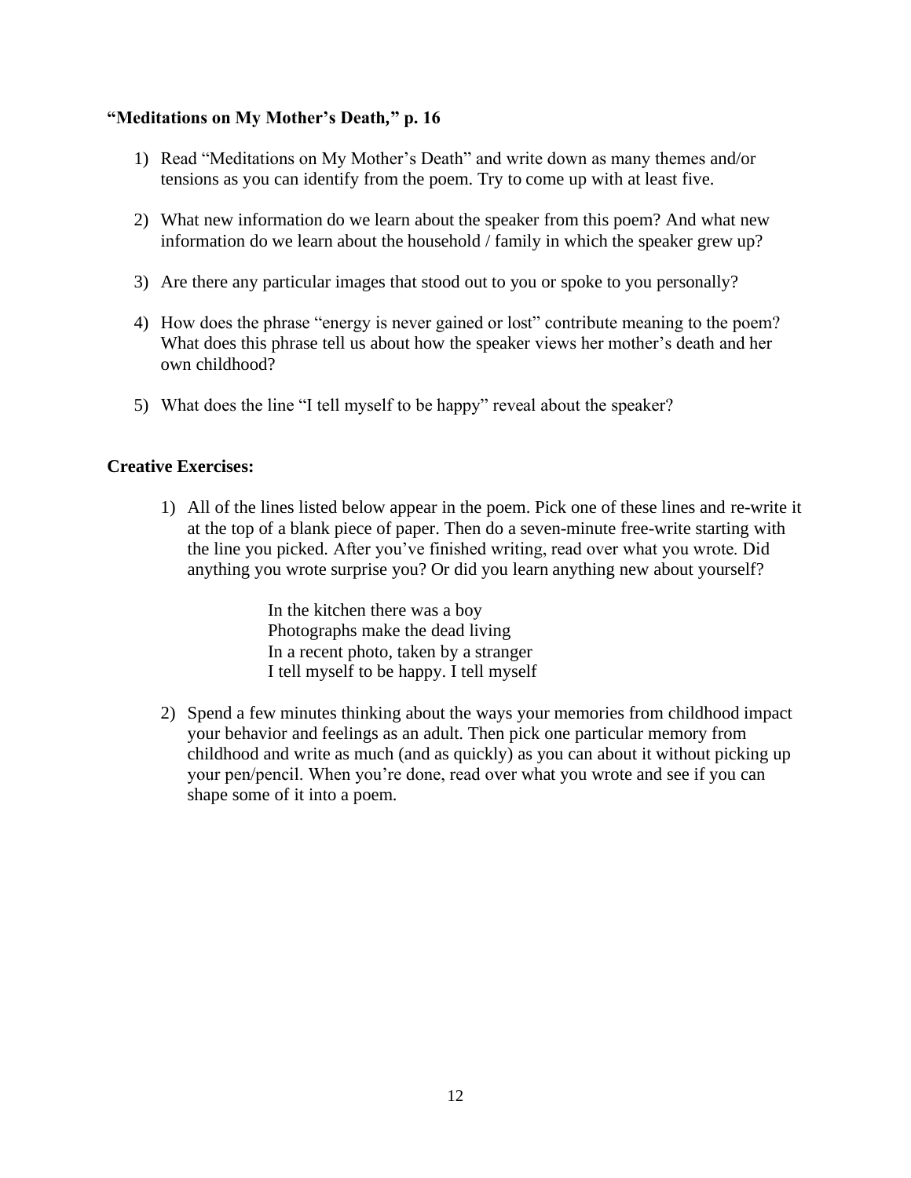**“Meditations on My Mother’s Death,” p. 16**

1) Read “Meditations on My Mother’s Death” and write down as many themes and/or tensions as you can identify from the poem. Try to come up with at least five.

2) What new information do we learn about the speaker from this poem? And what new information do we learn about the household / family in which the speaker grew up?

3) Are there any particular images that stood out to you or spoke to you personally?

4) How does the phrase “energy is never gained or lost” contribute meaning to the poem? What does this phrase tell us about how the speaker views her mother’s death and her own childhood?

5) What does the line “I tell myself to be happy” reveal about the speaker?

**Creative Exercises:**

1) All of the lines listed below appear in the poem. Pick one of these lines and re-write it at the top of a blank piece of paper. Then do a seven-minute free-write starting with the line you picked. After you’ve finished writing, read over what you wrote. Did anything you wrote surprise you? Or did you learn anything new about yourself?

   In the kitchen there was a boy
   Photographs make the dead living
   In a recent photo, taken by a stranger
   I tell myself to be happy. I tell myself

2) Spend a few minutes thinking about the ways your memories from childhood impact your behavior and feelings as an adult. Then pick one particular memory from childhood and write as much (and as quickly) as you can about it without picking up your pen/pencil. When you’re done, read over what you wrote and see if you can shape some of it into a poem.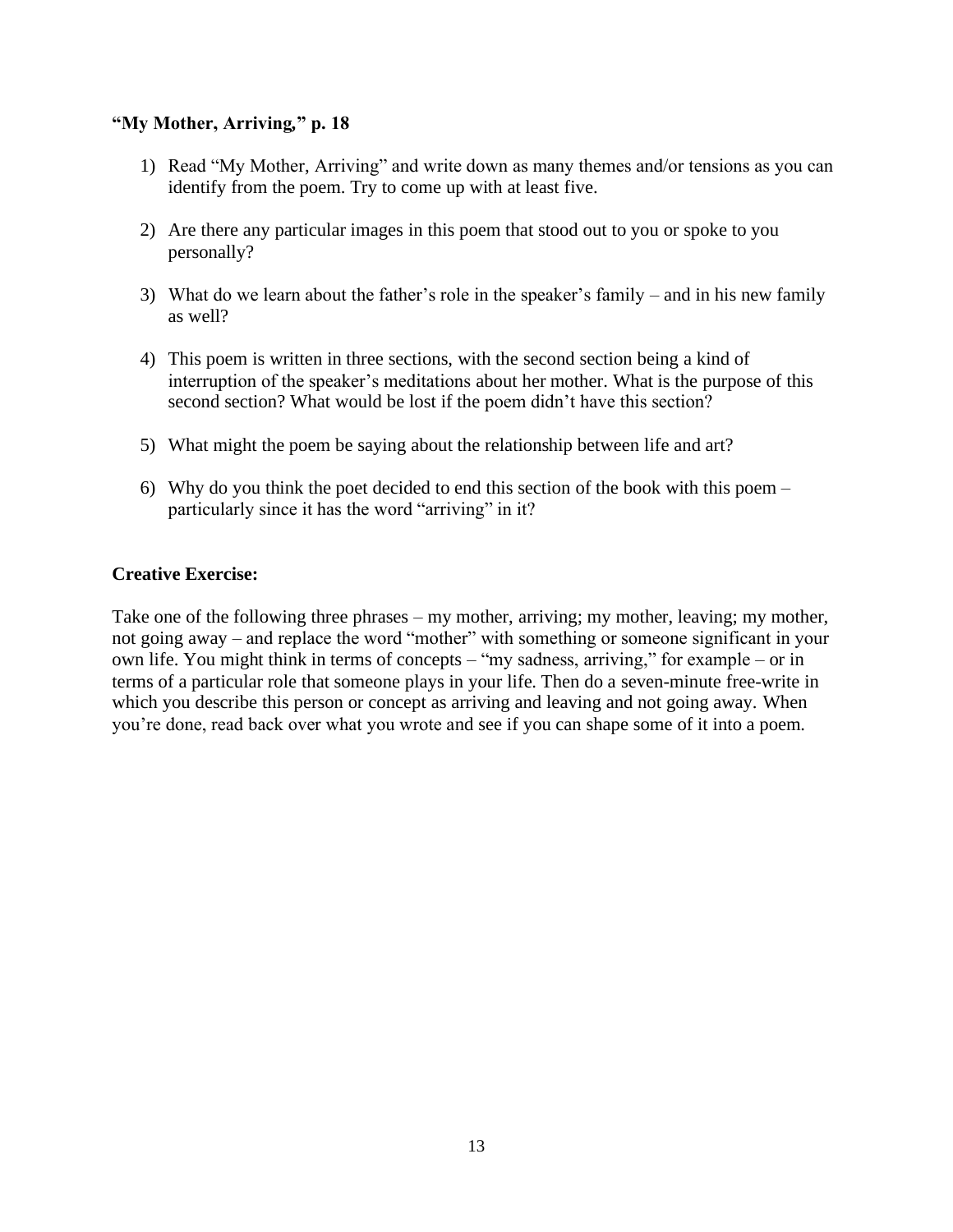**"My Mother, Arriving," p. 18**

1) Read "My Mother, Arriving" and write down as many themes and/or tensions as you can identify from the poem. Try to come up with at least five.

2) Are there any particular images in this poem that stood out to you or spoke to you personally?

3) What do we learn about the father's role in the speaker's family – and in his new family as well?

4) This poem is written in three sections, with the second section being a kind of interruption of the speaker's meditations about her mother. What is the purpose of this second section? What would be lost if the poem didn't have this section?

5) What might the poem be saying about the relationship between life and art?

6) Why do you think the poet decided to end this section of the book with this poem – particularly since it has the word "arriving" in it?

**Creative Exercise:**

Take one of the following three phrases – my mother, arriving; my mother, leaving; my mother, not going away – and replace the word "mother" with something or someone significant in your own life. You might think in terms of concepts – "my sadness, arriving," for example – or in terms of a particular role that someone plays in your life. Then do a seven-minute free-write in which you describe this person or concept as arriving and leaving and not going away. When you're done, read back over what you wrote and see if you can shape some of it into a poem.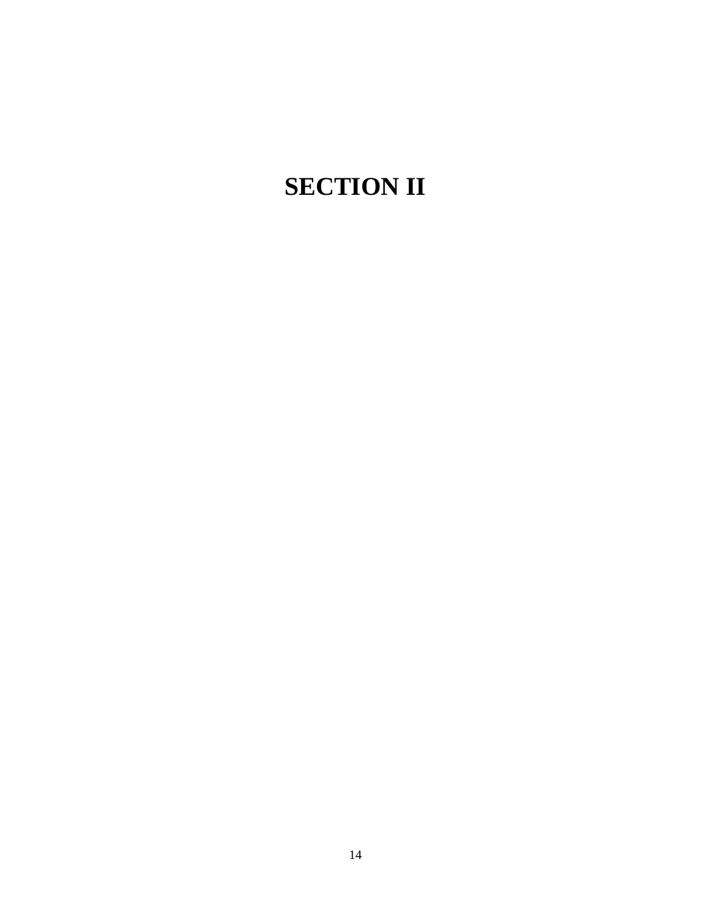# SECTION II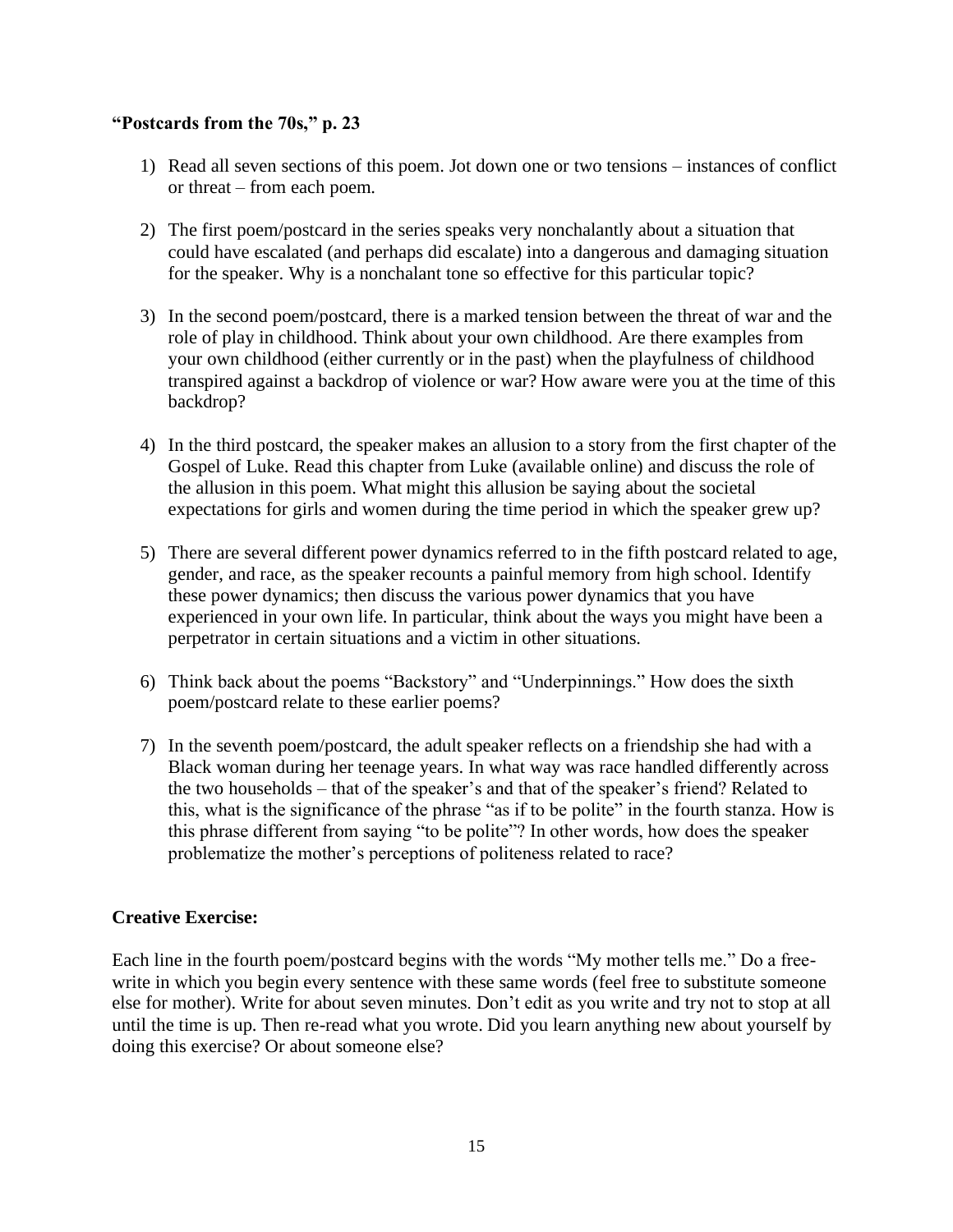**"Postcards from the 70s," p. 23**

1) Read all seven sections of this poem. Jot down one or two tensions – instances of conflict or threat – from each poem.

2) The first poem/postcard in the series speaks very nonchalantly about a situation that could have escalated (and perhaps did escalate) into a dangerous and damaging situation for the speaker. Why is a nonchalant tone so effective for this particular topic?

3) In the second poem/postcard, there is a marked tension between the threat of war and the role of play in childhood. Think about your own childhood. Are there examples from your own childhood (either currently or in the past) when the playfulness of childhood transpired against a backdrop of violence or war? How aware were you at the time of this backdrop?

4) In the third postcard, the speaker makes an allusion to a story from the first chapter of the Gospel of Luke. Read this chapter from Luke (available online) and discuss the role of the allusion in this poem. What might this allusion be saying about the societal expectations for girls and women during the time period in which the speaker grew up?

5) There are several different power dynamics referred to in the fifth postcard related to age, gender, and race, as the speaker recounts a painful memory from high school. Identify these power dynamics; then discuss the various power dynamics that you have experienced in your own life. In particular, think about the ways you might have been a perpetrator in certain situations and a victim in other situations.

6) Think back about the poems "Backstory" and "Underpinnings." How does the sixth poem/postcard relate to these earlier poems?

7) In the seventh poem/postcard, the adult speaker reflects on a friendship she had with a Black woman during her teenage years. In what way was race handled differently across the two households – that of the speaker's and that of the speaker's friend? Related to this, what is the significance of the phrase "as if to be polite" in the fourth stanza. How is this phrase different from saying "to be polite"? In other words, how does the speaker problematize the mother's perceptions of politeness related to race?

**Creative Exercise:**

Each line in the fourth poem/postcard begins with the words "My mother tells me." Do a free-write in which you begin every sentence with these same words (feel free to substitute someone else for mother). Write for about seven minutes. Don't edit as you write and try not to stop at all until the time is up. Then re-read what you wrote. Did you learn anything new about yourself by doing this exercise? Or about someone else?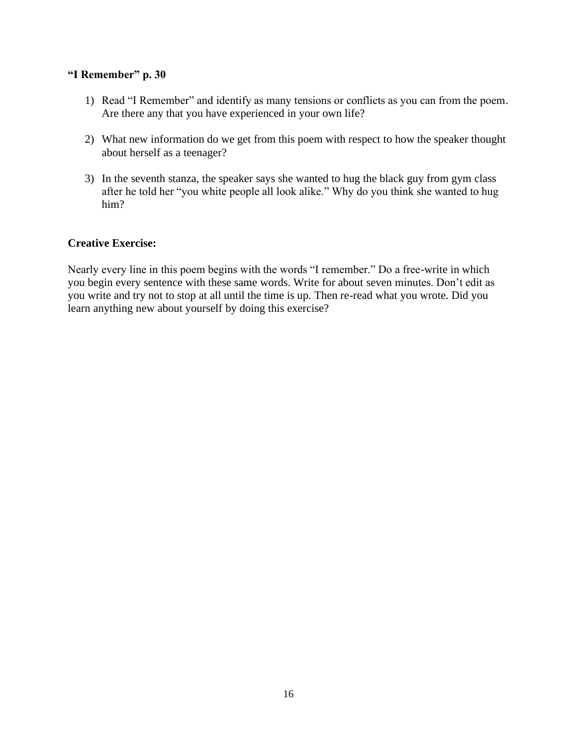**“I Remember” p. 30**

1) Read “I Remember” and identify as many tensions or conflicts as you can from the poem. Are there any that you have experienced in your own life?

2) What new information do we get from this poem with respect to how the speaker thought about herself as a teenager?

3) In the seventh stanza, the speaker says she wanted to hug the black guy from gym class after he told her “you white people all look alike.” Why do you think she wanted to hug him?

**Creative Exercise:**

Nearly every line in this poem begins with the words “I remember.” Do a free-write in which you begin every sentence with these same words. Write for about seven minutes. Don’t edit as you write and try not to stop at all until the time is up. Then re-read what you wrote. Did you learn anything new about yourself by doing this exercise?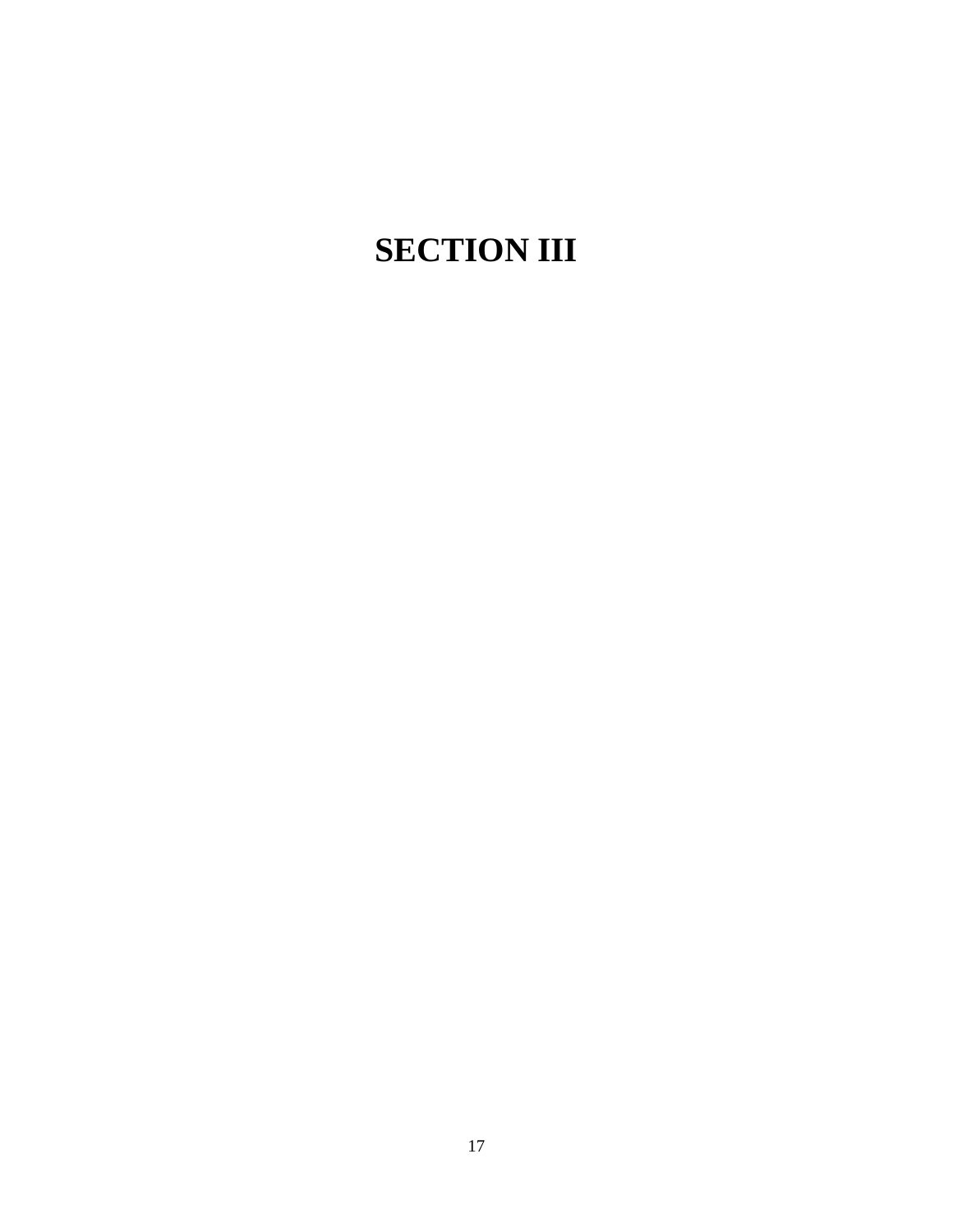# SECTION III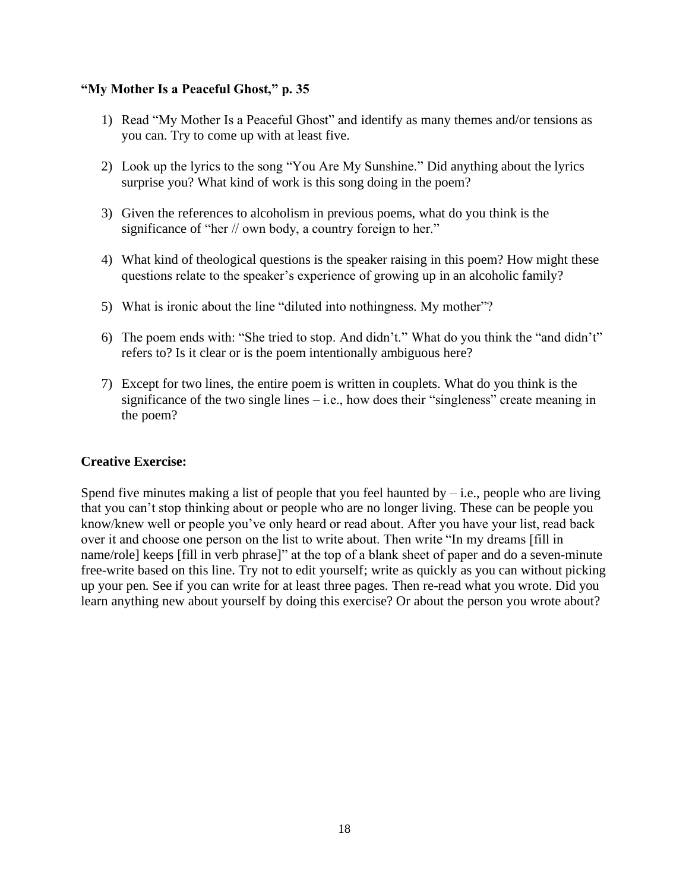**“My Mother Is a Peaceful Ghost,” p. 35**

1) Read “My Mother Is a Peaceful Ghost” and identify as many themes and/or tensions as you can. Try to come up with at least five.

2) Look up the lyrics to the song “You Are My Sunshine.” Did anything about the lyrics surprise you? What kind of work is this song doing in the poem?

3) Given the references to alcoholism in previous poems, what do you think is the significance of “her // own body, a country foreign to her.”

4) What kind of theological questions is the speaker raising in this poem? How might these questions relate to the speaker’s experience of growing up in an alcoholic family?

5) What is ironic about the line “diluted into nothingness. My mother”?

6) The poem ends with: “She tried to stop. And didn’t.” What do you think the “and didn’t” refers to? Is it clear or is the poem intentionally ambiguous here?

7) Except for two lines, the entire poem is written in couplets. What do you think is the significance of the two single lines – i.e., how does their “singleness” create meaning in the poem?

**Creative Exercise:**

Spend five minutes making a list of people that you feel haunted by – i.e., people who are living that you can’t stop thinking about or people who are no longer living. These can be people you know/knew well or people you’ve only heard or read about. After you have your list, read back over it and choose one person on the list to write about. Then write “In my dreams [fill in name/role] keeps [fill in verb phrase]” at the top of a blank sheet of paper and do a seven-minute free-write based on this line. Try not to edit yourself; write as quickly as you can without picking up your pen. See if you can write for at least three pages. Then re-read what you wrote. Did you learn anything new about yourself by doing this exercise? Or about the person you wrote about?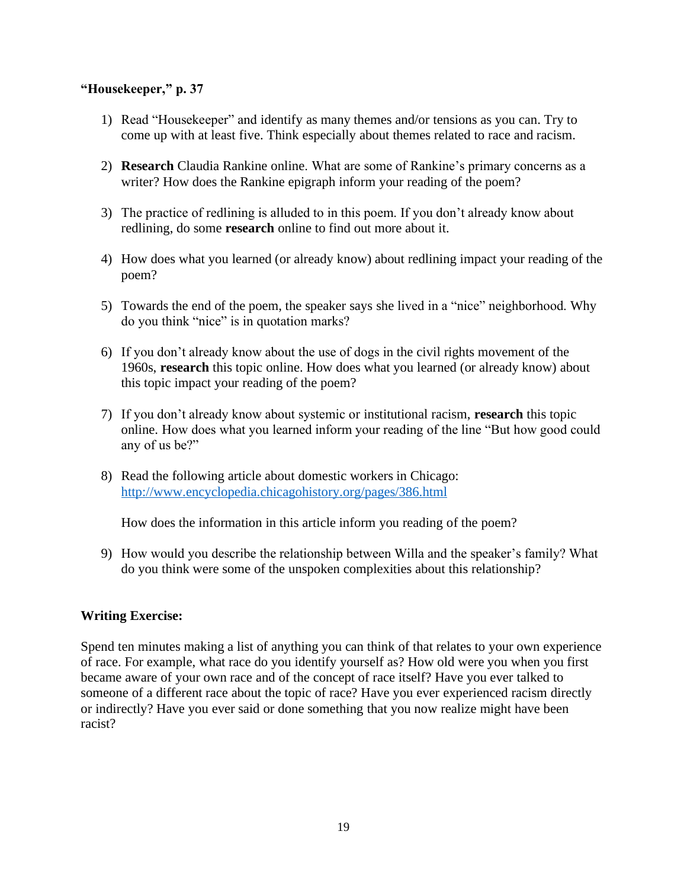**“Housekeeper,” p. 37**

1) Read “Housekeeper” and identify as many themes and/or tensions as you can. Try to come up with at least five. Think especially about themes related to race and racism.

2) **Research** Claudia Rankine online. What are some of Rankine’s primary concerns as a writer? How does the Rankine epigraph inform your reading of the poem?

3) The practice of redlining is alluded to in this poem. If you don’t already know about redlining, do some **research** online to find out more about it.

4) How does what you learned (or already know) about redlining impact your reading of the poem?

5) Towards the end of the poem, the speaker says she lived in a “nice” neighborhood. Why do you think “nice” is in quotation marks?

6) If you don’t already know about the use of dogs in the civil rights movement of the 1960s, **research** this topic online. How does what you learned (or already know) about this topic impact your reading of the poem?

7) If you don’t already know about systemic or institutional racism, **research** this topic online. How does what you learned inform your reading of the line “But how good could any of us be?”

8) Read the following article about domestic workers in Chicago: [http://www.encyclopedia.chicagohistory.org/pages/386.html](http://www.encyclopedia.chicagohistory.org/pages/386.html)

   How does the information in this article inform you reading of the poem?

9) How would you describe the relationship between Willa and the speaker’s family? What do you think were some of the unspoken complexities about this relationship?

**Writing Exercise:**

Spend ten minutes making a list of anything you can think of that relates to your own experience of race. For example, what race do you identify yourself as? How old were you when you first became aware of your own race and of the concept of race itself? Have you ever talked to someone of a different race about the topic of race? Have you ever experienced racism directly or indirectly? Have you ever said or done something that you now realize might have been racist?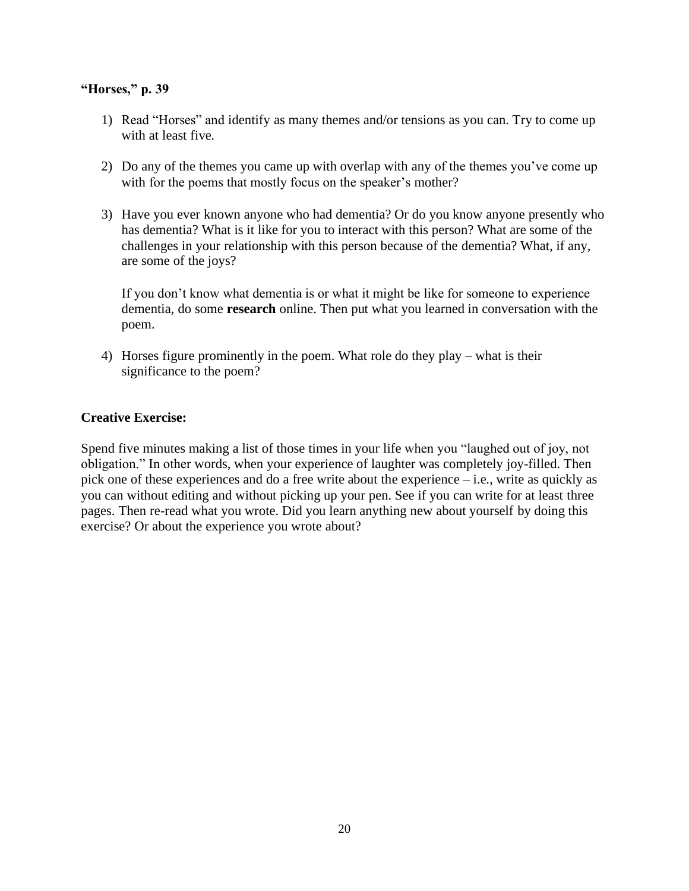**"Horses," p. 39**

1) Read "Horses" and identify as many themes and/or tensions as you can. Try to come up with at least five.

2) Do any of the themes you came up with overlap with any of the themes you've come up with for the poems that mostly focus on the speaker's mother?

3) Have you ever known anyone who had dementia? Or do you know anyone presently who has dementia? What is it like for you to interact with this person? What are some of the challenges in your relationship with this person because of the dementia? What, if any, are some of the joys?

   If you don't know what dementia is or what it might be like for someone to experience dementia, do some **research** online. Then put what you learned in conversation with the poem.

4) Horses figure prominently in the poem. What role do they play – what is their significance to the poem?

**Creative Exercise:**

Spend five minutes making a list of those times in your life when you "laughed out of joy, not obligation." In other words, when your experience of laughter was completely joy-filled. Then pick one of these experiences and do a free write about the experience – i.e., write as quickly as you can without editing and without picking up your pen. See if you can write for at least three pages. Then re-read what you wrote. Did you learn anything new about yourself by doing this exercise? Or about the experience you wrote about?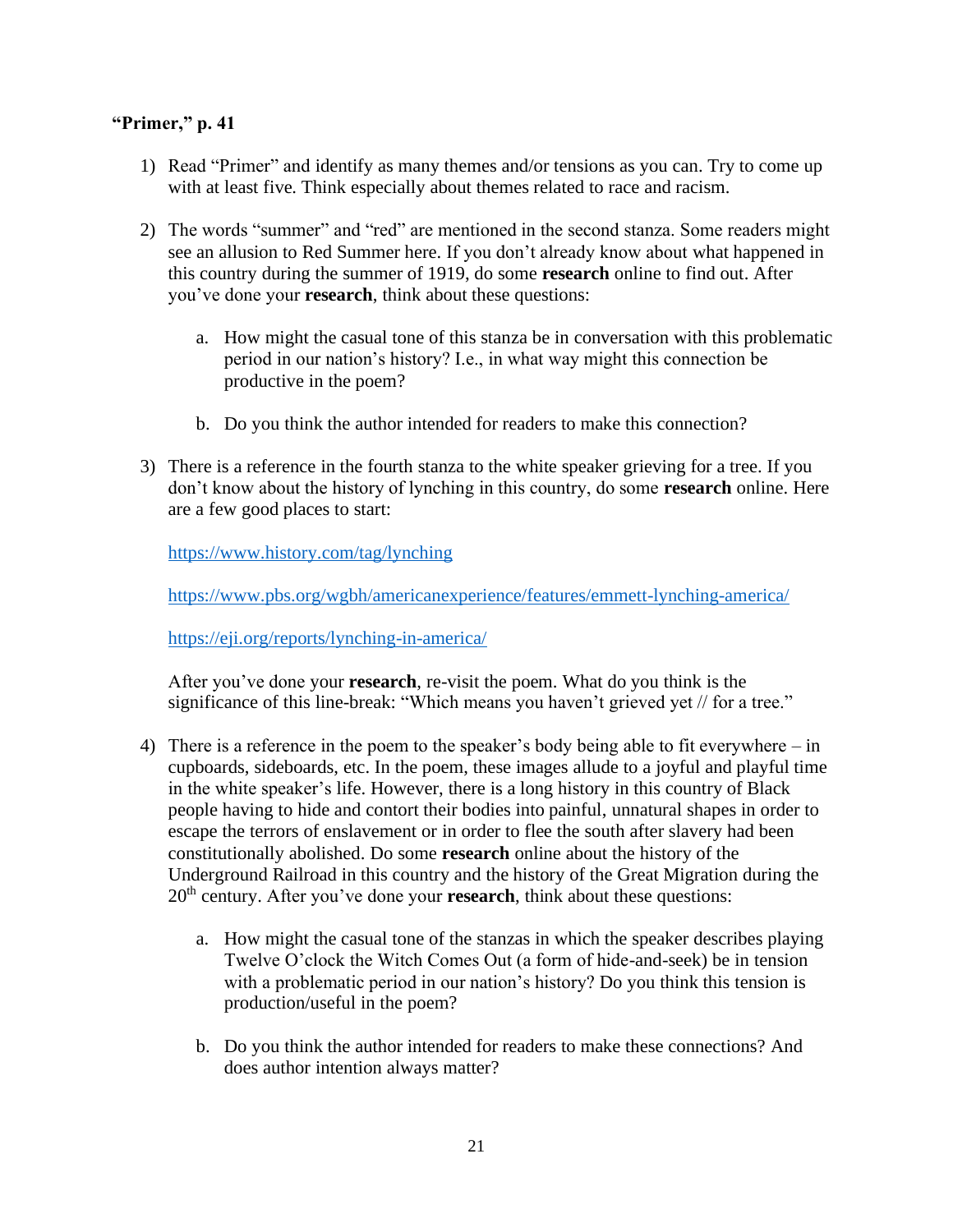**"Primer," p. 41**

1) Read "Primer" and identify as many themes and/or tensions as you can. Try to come up with at least five. Think especially about themes related to race and racism.

2) The words "summer" and "red" are mentioned in the second stanza. Some readers might see an allusion to Red Summer here. If you don't already know about what happened in this country during the summer of 1919, do some **research** online to find out. After you've done your **research**, think about these questions:

    a. How might the casual tone of this stanza be in conversation with this problematic period in our nation's history? I.e., in what way might this connection be productive in the poem?

    b. Do you think the author intended for readers to make this connection?

3) There is a reference in the fourth stanza to the white speaker grieving for a tree. If you don't know about the history of lynching in this country, do some **research** online. Here are a few good places to start:

    https://www.history.com/tag/lynching

    https://www.pbs.org/wgbh/americanexperience/features/emmett-lynching-america/

    https://eji.org/reports/lynching-in-america/

    After you've done your **research**, re-visit the poem. What do you think is the significance of this line-break: "Which means you haven't grieved yet // for a tree."

4) There is a reference in the poem to the speaker's body being able to fit everywhere – in cupboards, sideboards, etc. In the poem, these images allude to a joyful and playful time in the white speaker's life. However, there is a long history in this country of Black people having to hide and contort their bodies into painful, unnatural shapes in order to escape the terrors of enslavement or in order to flee the south after slavery had been constitutionally abolished. Do some **research** online about the history of the Underground Railroad in this country and the history of the Great Migration during the 20th century. After you've done your **research**, think about these questions:

    a. How might the casual tone of the stanzas in which the speaker describes playing Twelve O'clock the Witch Comes Out (a form of hide-and-seek) be in tension with a problematic period in our nation's history? Do you think this tension is production/useful in the poem?

    b. Do you think the author intended for readers to make these connections? And does author intention always matter?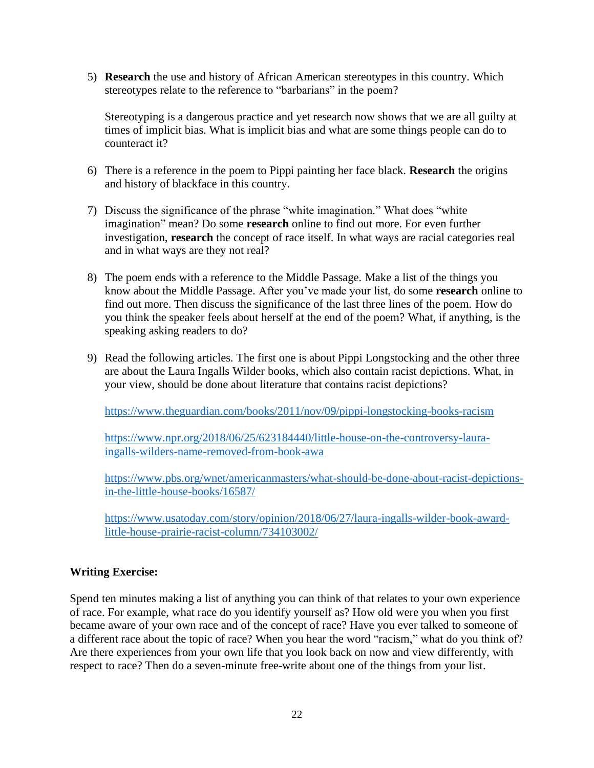5) **Research** the use and history of African American stereotypes in this country. Which stereotypes relate to the reference to "barbarians" in the poem?

   Stereotyping is a dangerous practice and yet research now shows that we are all guilty at times of implicit bias. What is implicit bias and what are some things people can do to counteract it?

6) There is a reference in the poem to Pippi painting her face black. **Research** the origins and history of blackface in this country.

7) Discuss the significance of the phrase "white imagination." What does "white imagination" mean? Do some **research** online to find out more. For even further investigation, **research** the concept of race itself. In what ways are racial categories real and in what ways are they not real?

8) The poem ends with a reference to the Middle Passage. Make a list of the things you know about the Middle Passage. After you've made your list, do some **research** online to find out more. Then discuss the significance of the last three lines of the poem. How do you think the speaker feels about herself at the end of the poem? What, if anything, is the speaking asking readers to do?

9) Read the following articles. The first one is about Pippi Longstocking and the other three are about the Laura Ingalls Wilder books, which also contain racist depictions. What, in your view, should be done about literature that contains racist depictions?

   https://www.theguardian.com/books/2011/nov/09/pippi-longstocking-books-racism

   https://www.npr.org/2018/06/25/623184440/little-house-on-the-controversy-laura-ingalls-wilders-name-removed-from-book-awa

   https://www.pbs.org/wnet/americanmasters/what-should-be-done-about-racist-depictions-in-the-little-house-books/16587/

   https://www.usatoday.com/story/opinion/2018/06/27/laura-ingalls-wilder-book-award-little-house-prairie-racist-column/734103002/

**Writing Exercise:**

Spend ten minutes making a list of anything you can think of that relates to your own experience of race. For example, what race do you identify yourself as? How old were you when you first became aware of your own race and of the concept of race? Have you ever talked to someone of a different race about the topic of race? When you hear the word "racism," what do you think of? Are there experiences from your own life that you look back on now and view differently, with respect to race? Then do a seven-minute free-write about one of the things from your list.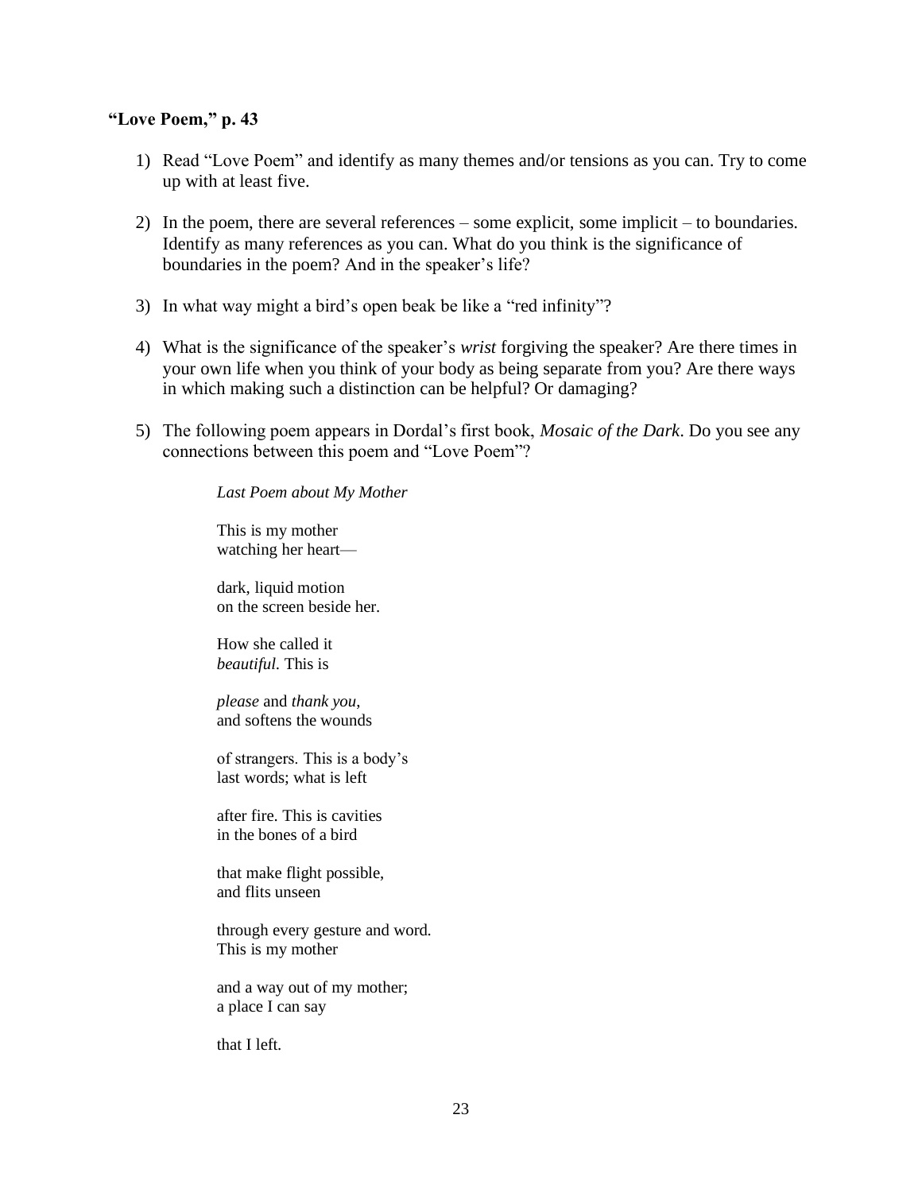**"Love Poem," p. 43**

1) Read "Love Poem" and identify as many themes and/or tensions as you can. Try to come up with at least five.

2) In the poem, there are several references – some explicit, some implicit – to boundaries. Identify as many references as you can. What do you think is the significance of boundaries in the poem? And in the speaker's life?

3) In what way might a bird's open beak be like a "red infinity"?

4) What is the significance of the speaker's *wrist* forgiving the speaker? Are there times in your own life when you think of your body as being separate from you? Are there ways in which making such a distinction can be helpful? Or damaging?

5) The following poem appears in Dordal's first book, *Mosaic of the Dark*. Do you see any connections between this poem and "Love Poem"?

> *Last Poem about My Mother*
>
> This is my mother  
> watching her heart—
>
> dark, liquid motion  
> on the screen beside her.
>
> How she called it  
> *beautiful*. This is
>
> *please* and *thank you*,  
> and softens the wounds
>
> of strangers. This is a body's  
> last words; what is left
>
> after fire. This is cavities  
> in the bones of a bird
>
> that make flight possible,  
> and flits unseen
>
> through every gesture and word.  
> This is my mother
>
> and a way out of my mother;  
> a place I can say
>
> that I left.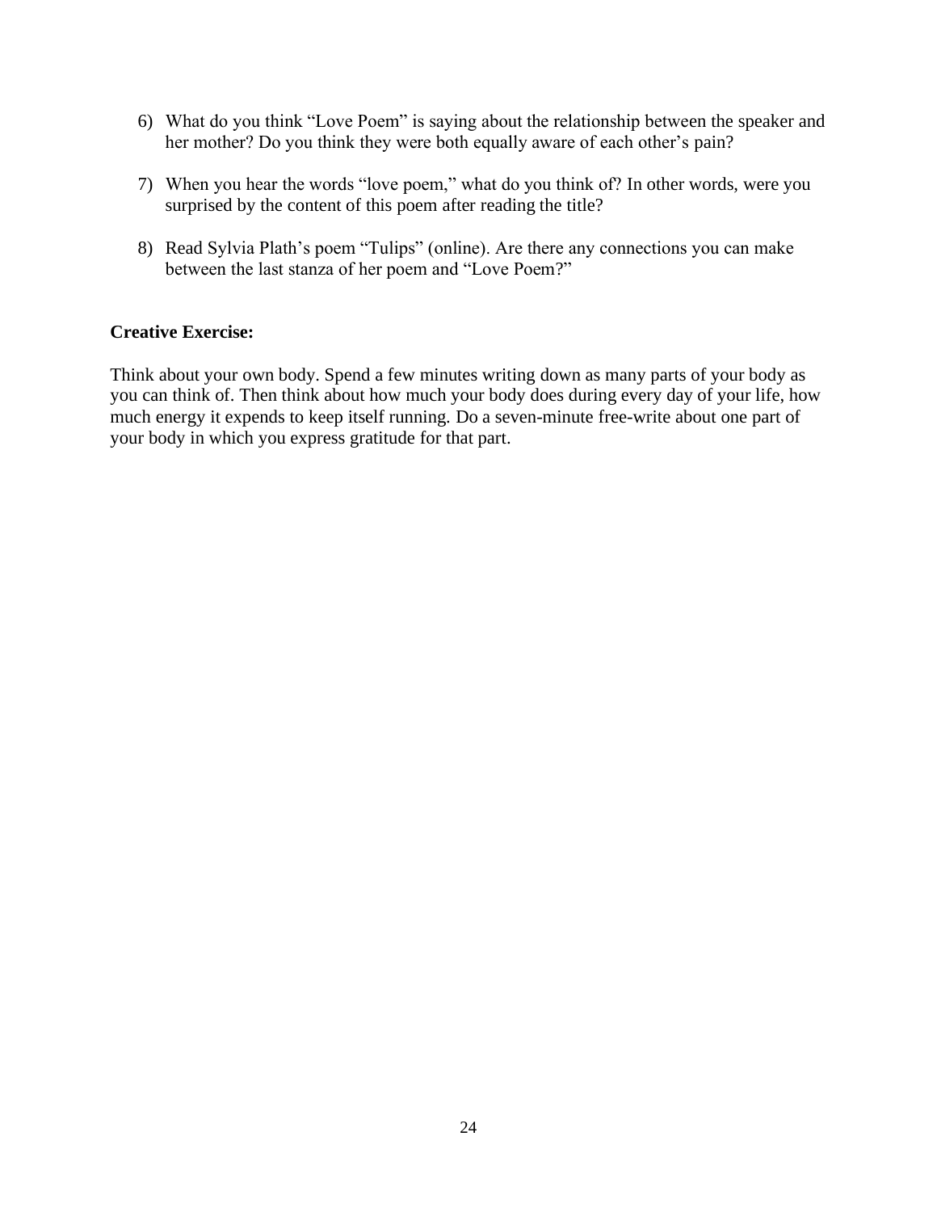6) What do you think "Love Poem" is saying about the relationship between the speaker and her mother? Do you think they were both equally aware of each other's pain?

7) When you hear the words "love poem," what do you think of? In other words, were you surprised by the content of this poem after reading the title?

8) Read Sylvia Plath's poem "Tulips" (online). Are there any connections you can make between the last stanza of her poem and "Love Poem?"

**Creative Exercise:**

Think about your own body. Spend a few minutes writing down as many parts of your body as you can think of. Then think about how much your body does during every day of your life, how much energy it expends to keep itself running. Do a seven-minute free-write about one part of your body in which you express gratitude for that part.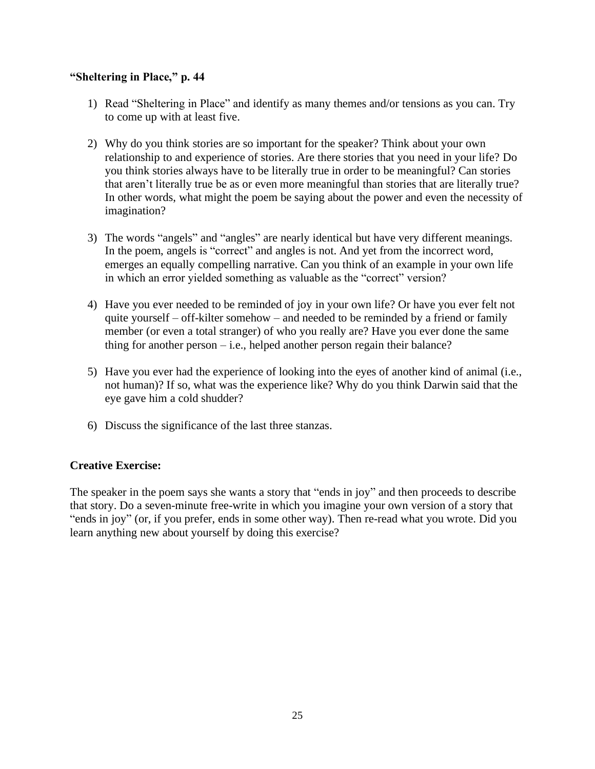**"Sheltering in Place," p. 44**

1) Read "Sheltering in Place" and identify as many themes and/or tensions as you can. Try to come up with at least five.

2) Why do you think stories are so important for the speaker? Think about your own relationship to and experience of stories. Are there stories that you need in your life? Do you think stories always have to be literally true in order to be meaningful? Can stories that aren't literally true be as or even more meaningful than stories that are literally true? In other words, what might the poem be saying about the power and even the necessity of imagination?

3) The words "angels" and "angles" are nearly identical but have very different meanings. In the poem, angels is "correct" and angles is not. And yet from the incorrect word, emerges an equally compelling narrative. Can you think of an example in your own life in which an error yielded something as valuable as the "correct" version?

4) Have you ever needed to be reminded of joy in your own life? Or have you ever felt not quite yourself – off-kilter somehow – and needed to be reminded by a friend or family member (or even a total stranger) of who you really are? Have you ever done the same thing for another person – i.e., helped another person regain their balance?

5) Have you ever had the experience of looking into the eyes of another kind of animal (i.e., not human)? If so, what was the experience like? Why do you think Darwin said that the eye gave him a cold shudder?

6) Discuss the significance of the last three stanzas.

**Creative Exercise:**

The speaker in the poem says she wants a story that "ends in joy" and then proceeds to describe that story. Do a seven-minute free-write in which you imagine your own version of a story that "ends in joy" (or, if you prefer, ends in some other way). Then re-read what you wrote. Did you learn anything new about yourself by doing this exercise?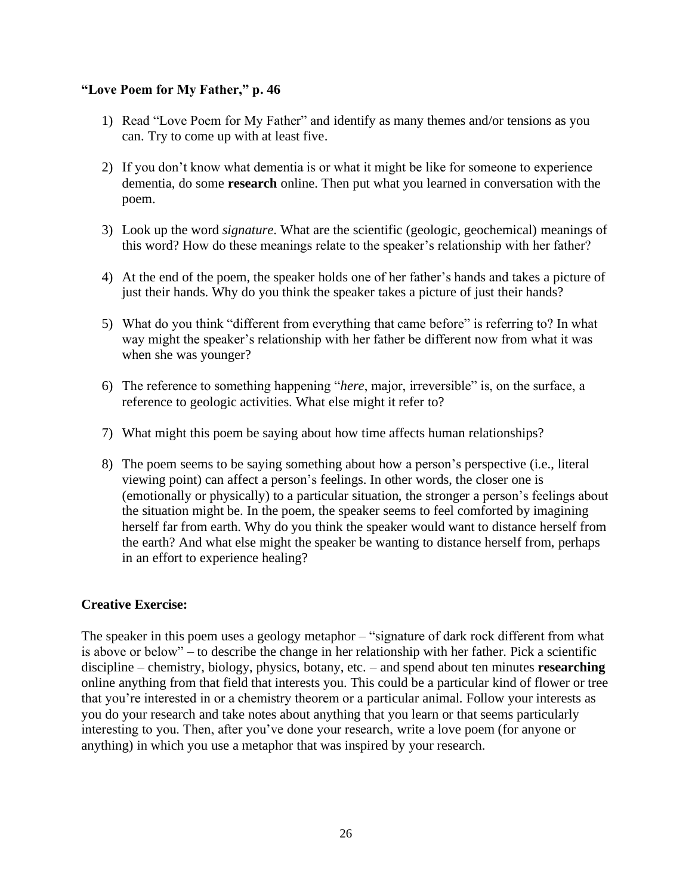**"Love Poem for My Father," p. 46**

1) Read "Love Poem for My Father" and identify as many themes and/or tensions as you can. Try to come up with at least five.

2) If you don't know what dementia is or what it might be like for someone to experience dementia, do some **research** online. Then put what you learned in conversation with the poem.

3) Look up the word *signature*. What are the scientific (geologic, geochemical) meanings of this word? How do these meanings relate to the speaker's relationship with her father?

4) At the end of the poem, the speaker holds one of her father's hands and takes a picture of just their hands. Why do you think the speaker takes a picture of just their hands?

5) What do you think "different from everything that came before" is referring to? In what way might the speaker's relationship with her father be different now from what it was when she was younger?

6) The reference to something happening "*here*, major, irreversible" is, on the surface, a reference to geologic activities. What else might it refer to?

7) What might this poem be saying about how time affects human relationships?

8) The poem seems to be saying something about how a person's perspective (i.e., literal viewing point) can affect a person's feelings. In other words, the closer one is (emotionally or physically) to a particular situation, the stronger a person's feelings about the situation might be. In the poem, the speaker seems to feel comforted by imagining herself far from earth. Why do you think the speaker would want to distance herself from the earth? And what else might the speaker be wanting to distance herself from, perhaps in an effort to experience healing?

**Creative Exercise:**

The speaker in this poem uses a geology metaphor – "signature of dark rock different from what is above or below" – to describe the change in her relationship with her father. Pick a scientific discipline – chemistry, biology, physics, botany, etc. – and spend about ten minutes **researching** online anything from that field that interests you. This could be a particular kind of flower or tree that you're interested in or a chemistry theorem or a particular animal. Follow your interests as you do your research and take notes about anything that you learn or that seems particularly interesting to you. Then, after you've done your research, write a love poem (for anyone or anything) in which you use a metaphor that was inspired by your research.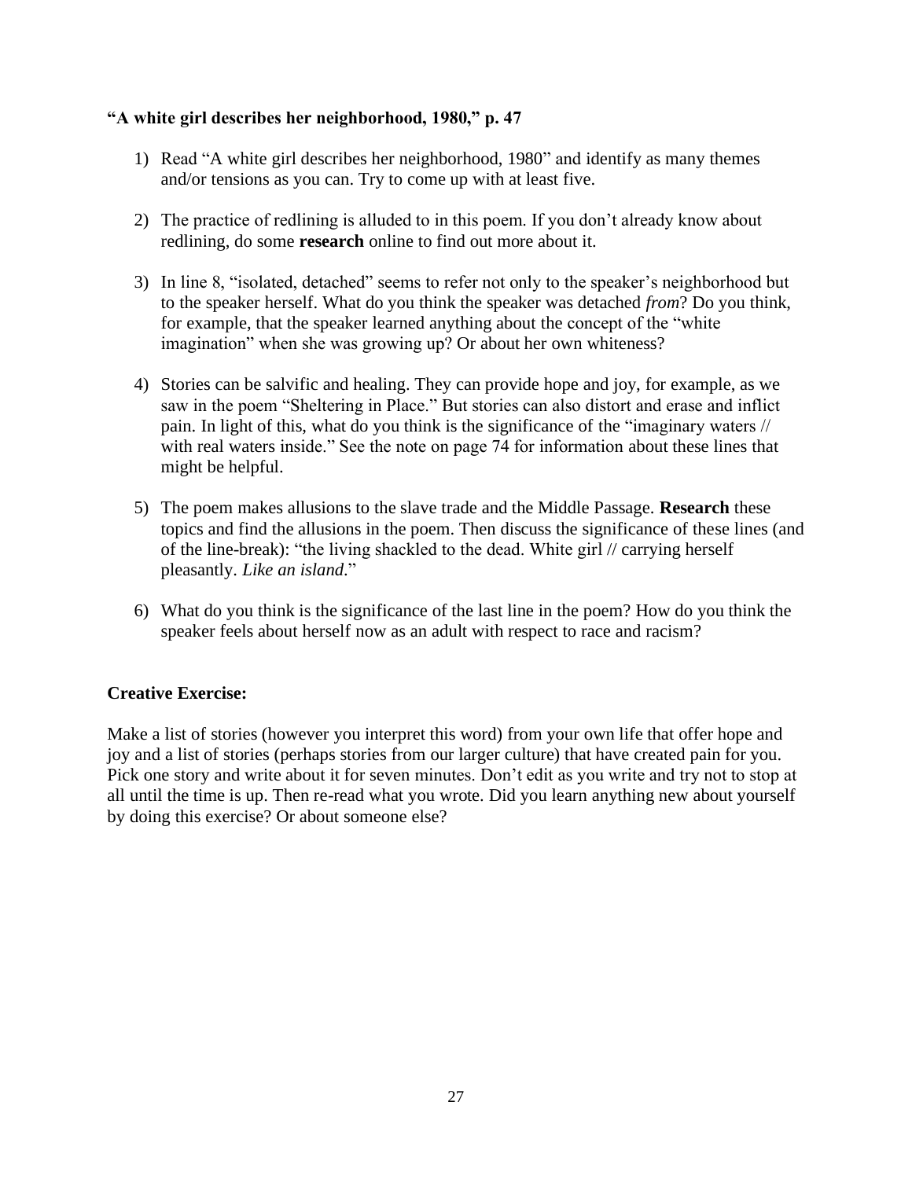**“A white girl describes her neighborhood, 1980,” p. 47**

1) Read “A white girl describes her neighborhood, 1980” and identify as many themes and/or tensions as you can. Try to come up with at least five.

2) The practice of redlining is alluded to in this poem. If you don’t already know about redlining, do some **research** online to find out more about it.

3) In line 8, “isolated, detached” seems to refer not only to the speaker’s neighborhood but to the speaker herself. What do you think the speaker was detached *from*? Do you think, for example, that the speaker learned anything about the concept of the “white imagination” when she was growing up? Or about her own whiteness?

4) Stories can be salvific and healing. They can provide hope and joy, for example, as we saw in the poem “Sheltering in Place.” But stories can also distort and erase and inflict pain. In light of this, what do you think is the significance of the “imaginary waters // with real waters inside.” See the note on page 74 for information about these lines that might be helpful.

5) The poem makes allusions to the slave trade and the Middle Passage. **Research** these topics and find the allusions in the poem. Then discuss the significance of these lines (and of the line-break): “the living shackled to the dead. White girl // carrying herself pleasantly. *Like an island*.”

6) What do you think is the significance of the last line in the poem? How do you think the speaker feels about herself now as an adult with respect to race and racism?

**Creative Exercise:**

Make a list of stories (however you interpret this word) from your own life that offer hope and joy and a list of stories (perhaps stories from our larger culture) that have created pain for you. Pick one story and write about it for seven minutes. Don’t edit as you write and try not to stop at all until the time is up. Then re-read what you wrote. Did you learn anything new about yourself by doing this exercise? Or about someone else?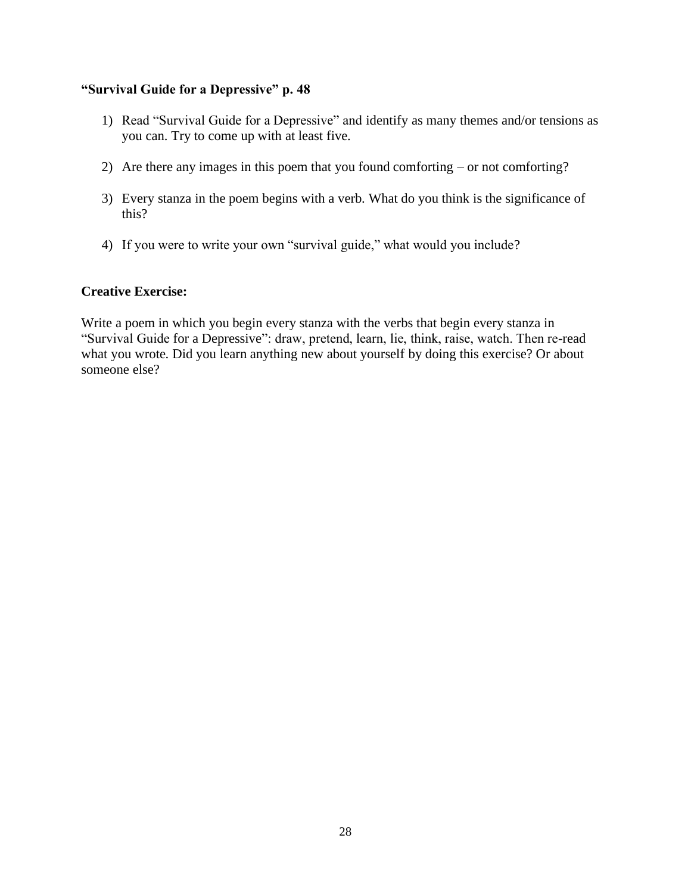**“Survival Guide for a Depressive” p. 48**

1) Read “Survival Guide for a Depressive” and identify as many themes and/or tensions as you can. Try to come up with at least five.

2) Are there any images in this poem that you found comforting – or not comforting?

3) Every stanza in the poem begins with a verb. What do you think is the significance of this?

4) If you were to write your own “survival guide,” what would you include?

**Creative Exercise:**

Write a poem in which you begin every stanza with the verbs that begin every stanza in “Survival Guide for a Depressive”: draw, pretend, learn, lie, think, raise, watch. Then re-read what you wrote. Did you learn anything new about yourself by doing this exercise? Or about someone else?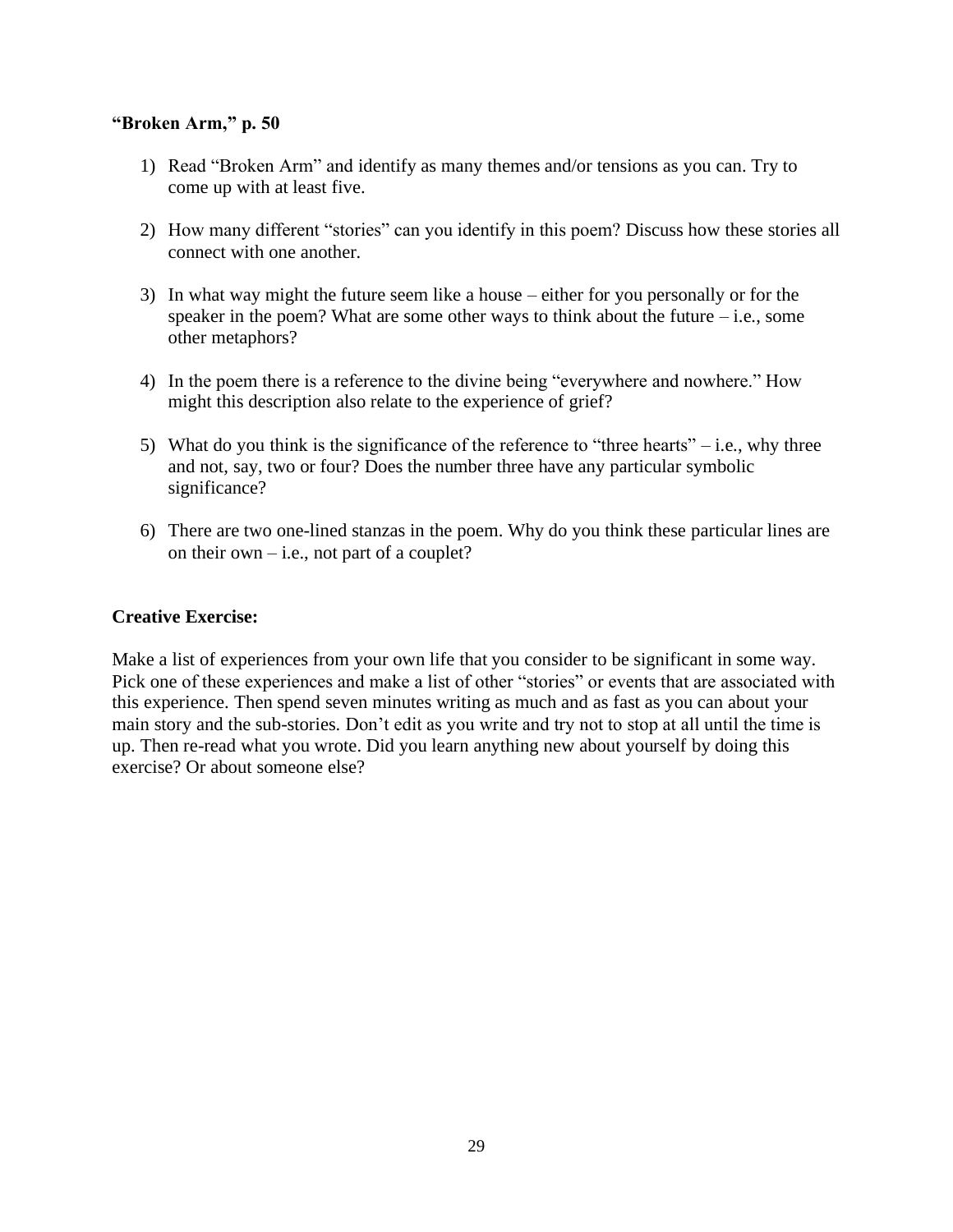### “Broken Arm,” p. 50

1) Read “Broken Arm” and identify as many themes and/or tensions as you can. Try to come up with at least five.

2) How many different “stories” can you identify in this poem? Discuss how these stories all connect with one another.

3) In what way might the future seem like a house – either for you personally or for the speaker in the poem? What are some other ways to think about the future – i.e., some other metaphors?

4) In the poem there is a reference to the divine being “everywhere and nowhere.” How might this description also relate to the experience of grief?

5) What do you think is the significance of the reference to “three hearts” – i.e., why three and not, say, two or four? Does the number three have any particular symbolic significance?

6) There are two one-lined stanzas in the poem. Why do you think these particular lines are on their own – i.e., not part of a couplet?

### Creative Exercise:

Make a list of experiences from your own life that you consider to be significant in some way. Pick one of these experiences and make a list of other “stories” or events that are associated with this experience. Then spend seven minutes writing as much and as fast as you can about your main story and the sub-stories. Don’t edit as you write and try not to stop at all until the time is up. Then re-read what you wrote. Did you learn anything new about yourself by doing this exercise? Or about someone else?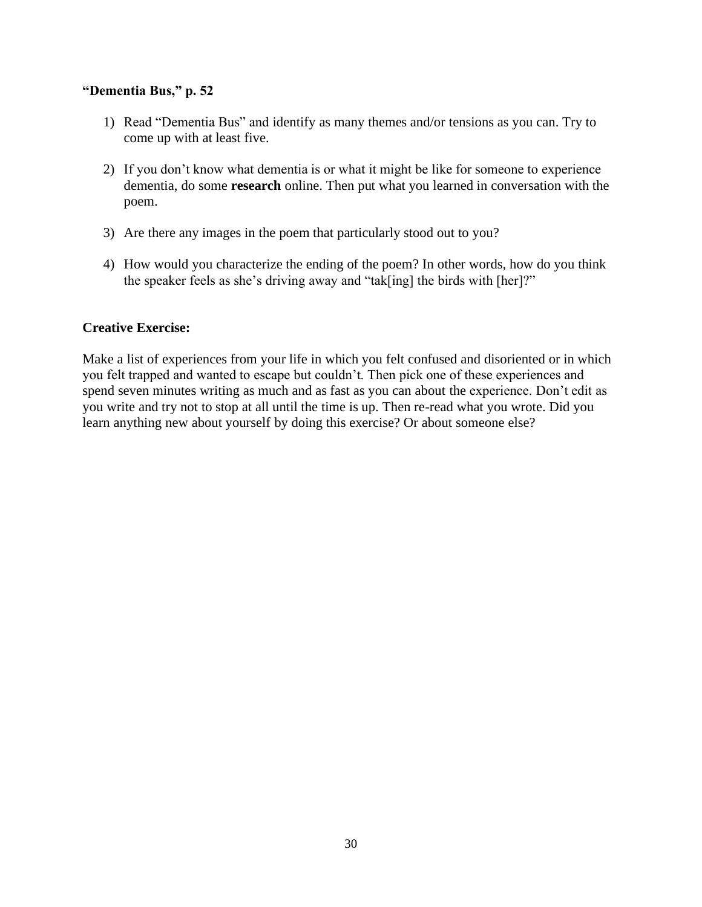**"Dementia Bus," p. 52**

1) Read "Dementia Bus" and identify as many themes and/or tensions as you can. Try to come up with at least five.

2) If you don't know what dementia is or what it might be like for someone to experience dementia, do some **research** online. Then put what you learned in conversation with the poem.

3) Are there any images in the poem that particularly stood out to you?

4) How would you characterize the ending of the poem? In other words, how do you think the speaker feels as she's driving away and "tak[ing] the birds with [her]?"

**Creative Exercise:**

Make a list of experiences from your life in which you felt confused and disoriented or in which you felt trapped and wanted to escape but couldn't. Then pick one of these experiences and spend seven minutes writing as much and as fast as you can about the experience. Don't edit as you write and try not to stop at all until the time is up. Then re-read what you wrote. Did you learn anything new about yourself by doing this exercise? Or about someone else?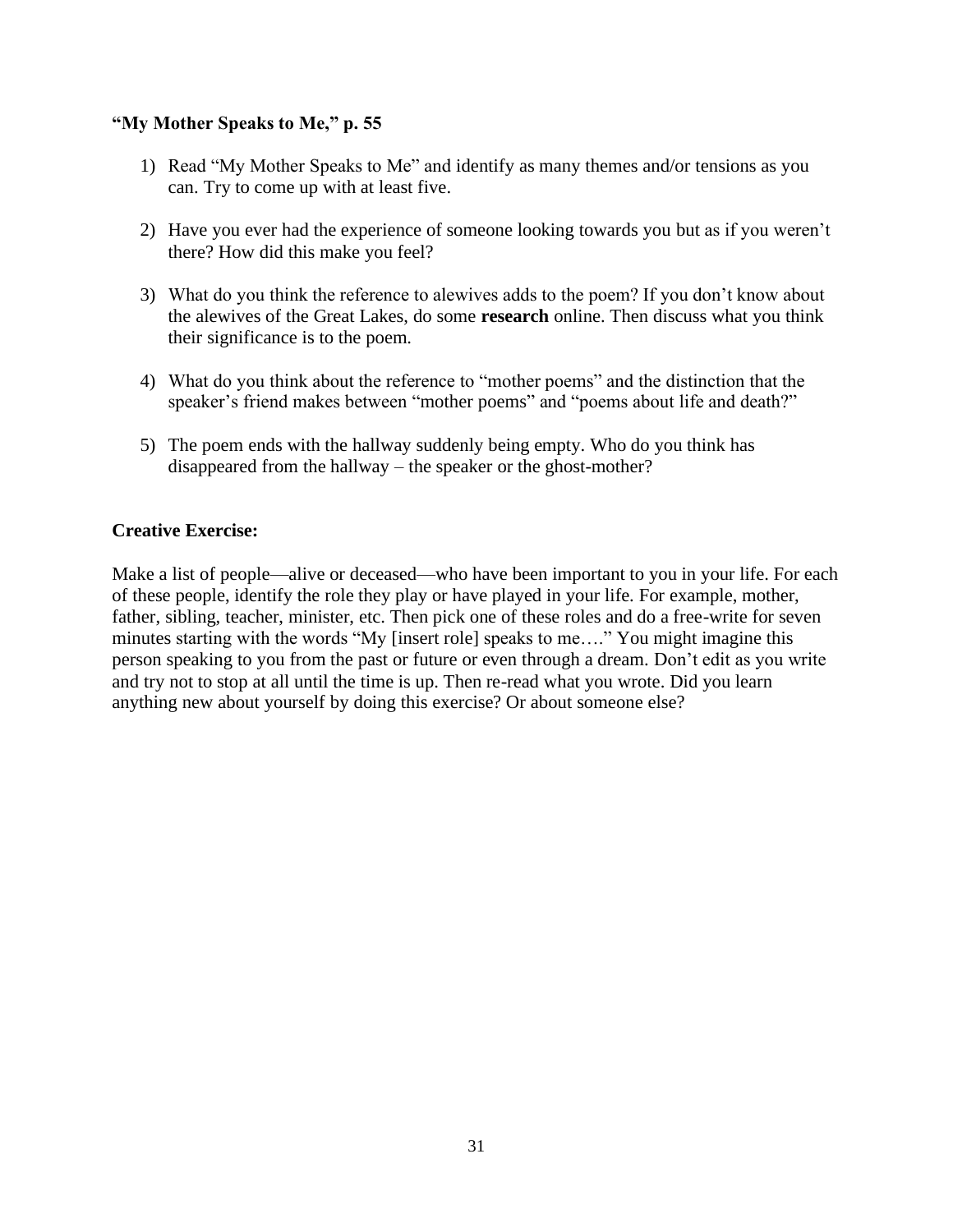**"My Mother Speaks to Me," p. 55**

1) Read "My Mother Speaks to Me" and identify as many themes and/or tensions as you can. Try to come up with at least five.

2) Have you ever had the experience of someone looking towards you but as if you weren't there? How did this make you feel?

3) What do you think the reference to alewives adds to the poem? If you don't know about the alewives of the Great Lakes, do some **research** online. Then discuss what you think their significance is to the poem.

4) What do you think about the reference to "mother poems" and the distinction that the speaker's friend makes between "mother poems" and "poems about life and death?"

5) The poem ends with the hallway suddenly being empty. Who do you think has disappeared from the hallway – the speaker or the ghost-mother?

**Creative Exercise:**

Make a list of people—alive or deceased—who have been important to you in your life. For each of these people, identify the role they play or have played in your life. For example, mother, father, sibling, teacher, minister, etc. Then pick one of these roles and do a free-write for seven minutes starting with the words "My [insert role] speaks to me…." You might imagine this person speaking to you from the past or future or even through a dream. Don't edit as you write and try not to stop at all until the time is up. Then re-read what you wrote. Did you learn anything new about yourself by doing this exercise? Or about someone else?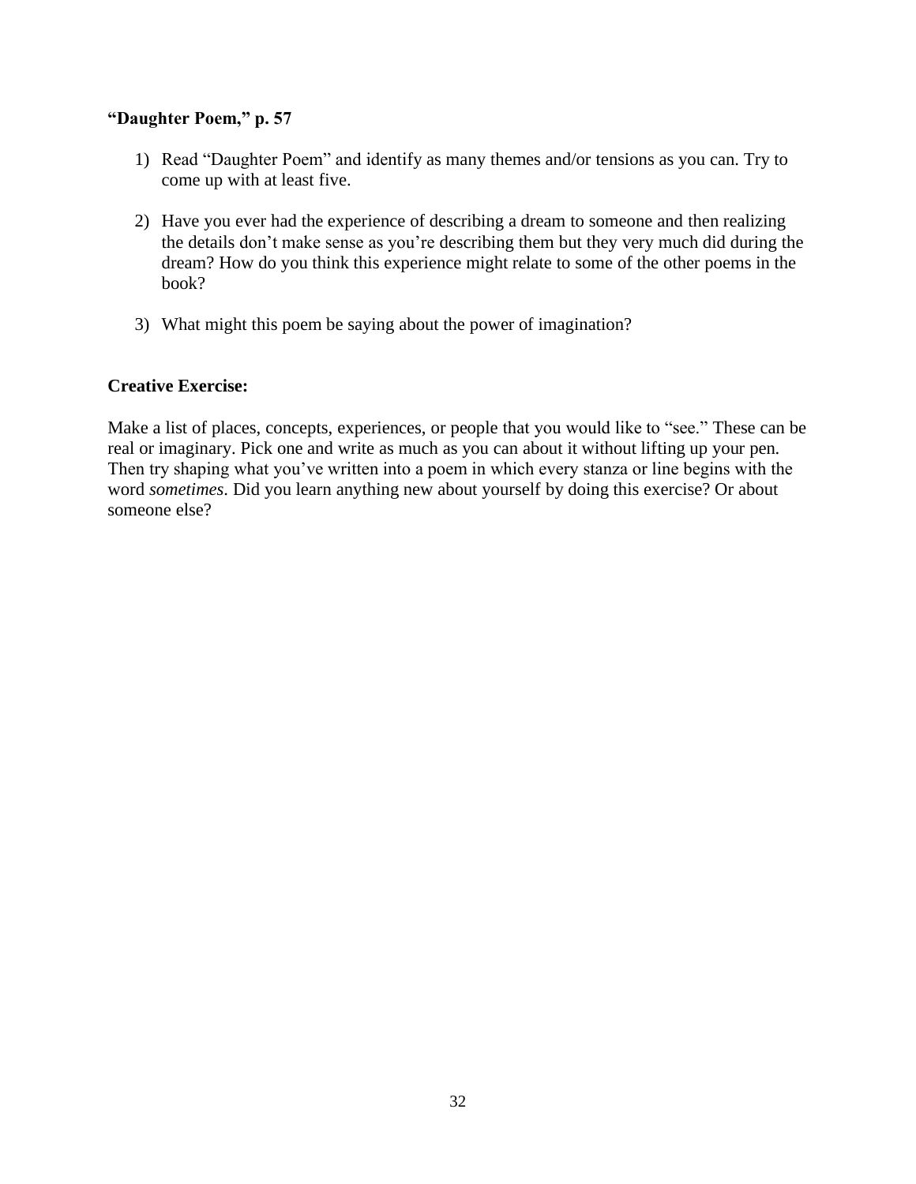**“Daughter Poem,” p. 57**

1) Read “Daughter Poem” and identify as many themes and/or tensions as you can. Try to come up with at least five.

2) Have you ever had the experience of describing a dream to someone and then realizing the details don’t make sense as you’re describing them but they very much did during the dream? How do you think this experience might relate to some of the other poems in the book?

3) What might this poem be saying about the power of imagination?

**Creative Exercise:**

Make a list of places, concepts, experiences, or people that you would like to “see.” These can be real or imaginary. Pick one and write as much as you can about it without lifting up your pen. Then try shaping what you’ve written into a poem in which every stanza or line begins with the word *sometimes*. Did you learn anything new about yourself by doing this exercise? Or about someone else?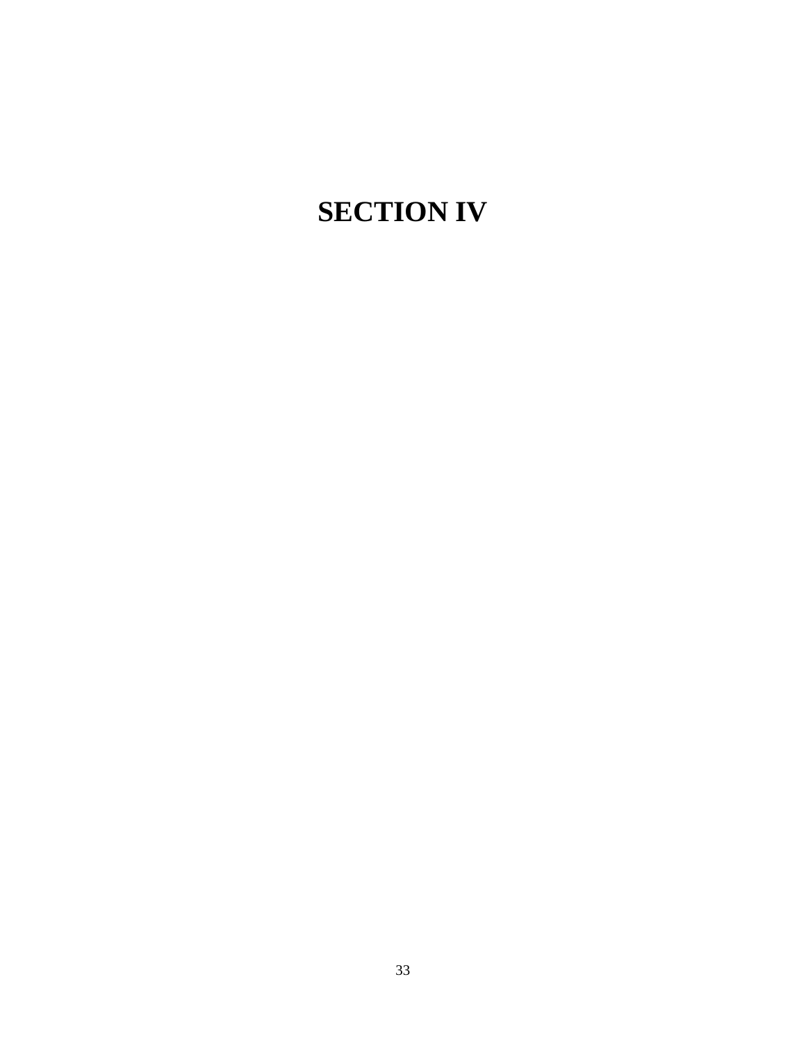# SECTION IV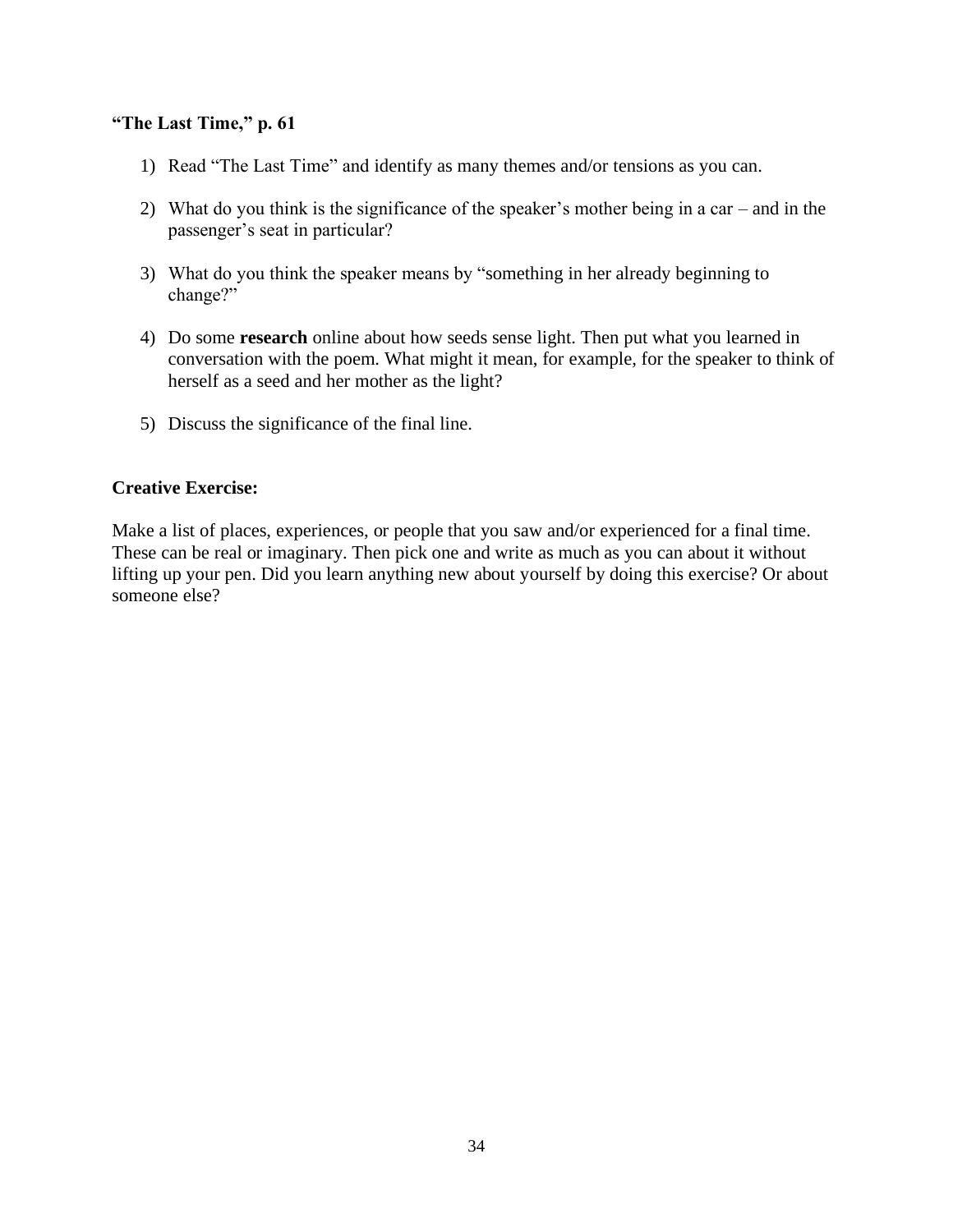**"The Last Time," p. 61**

1) Read "The Last Time" and identify as many themes and/or tensions as you can.

2) What do you think is the significance of the speaker's mother being in a car – and in the passenger's seat in particular?

3) What do you think the speaker means by "something in her already beginning to change?"

4) Do some **research** online about how seeds sense light. Then put what you learned in conversation with the poem. What might it mean, for example, for the speaker to think of herself as a seed and her mother as the light?

5) Discuss the significance of the final line.

**Creative Exercise:**

Make a list of places, experiences, or people that you saw and/or experienced for a final time. These can be real or imaginary. Then pick one and write as much as you can about it without lifting up your pen. Did you learn anything new about yourself by doing this exercise? Or about someone else?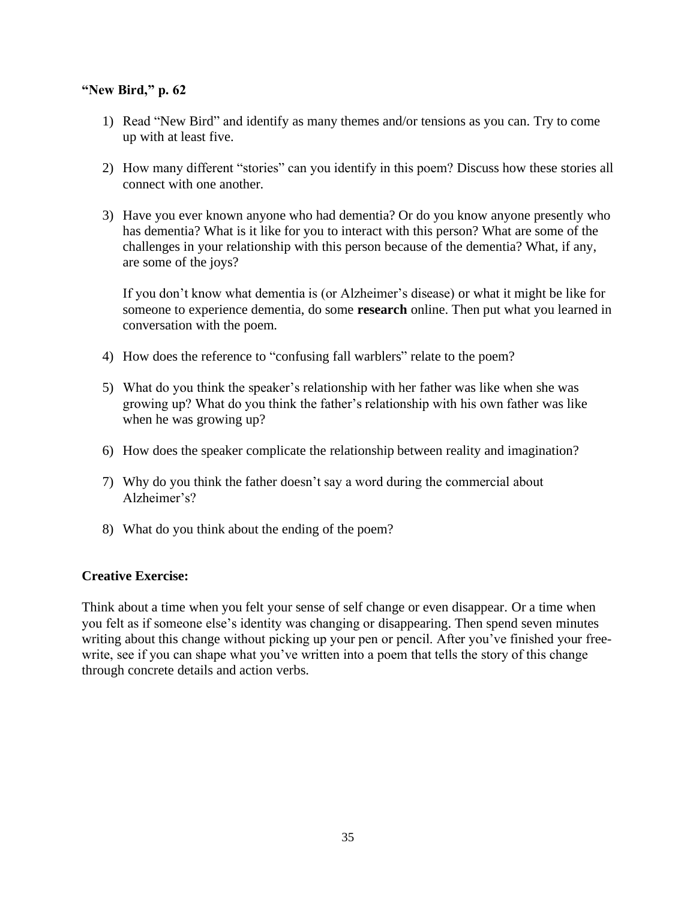**"New Bird," p. 62**

1) Read "New Bird" and identify as many themes and/or tensions as you can. Try to come up with at least five.

2) How many different "stories" can you identify in this poem? Discuss how these stories all connect with one another.

3) Have you ever known anyone who had dementia? Or do you know anyone presently who has dementia? What is it like for you to interact with this person? What are some of the challenges in your relationship with this person because of the dementia? What, if any, are some of the joys?

   If you don't know what dementia is (or Alzheimer's disease) or what it might be like for someone to experience dementia, do some **research** online. Then put what you learned in conversation with the poem.

4) How does the reference to "confusing fall warblers" relate to the poem?

5) What do you think the speaker's relationship with her father was like when she was growing up? What do you think the father's relationship with his own father was like when he was growing up?

6) How does the speaker complicate the relationship between reality and imagination?

7) Why do you think the father doesn't say a word during the commercial about Alzheimer's?

8) What do you think about the ending of the poem?

**Creative Exercise:**

Think about a time when you felt your sense of self change or even disappear. Or a time when you felt as if someone else's identity was changing or disappearing. Then spend seven minutes writing about this change without picking up your pen or pencil. After you've finished your free-write, see if you can shape what you've written into a poem that tells the story of this change through concrete details and action verbs.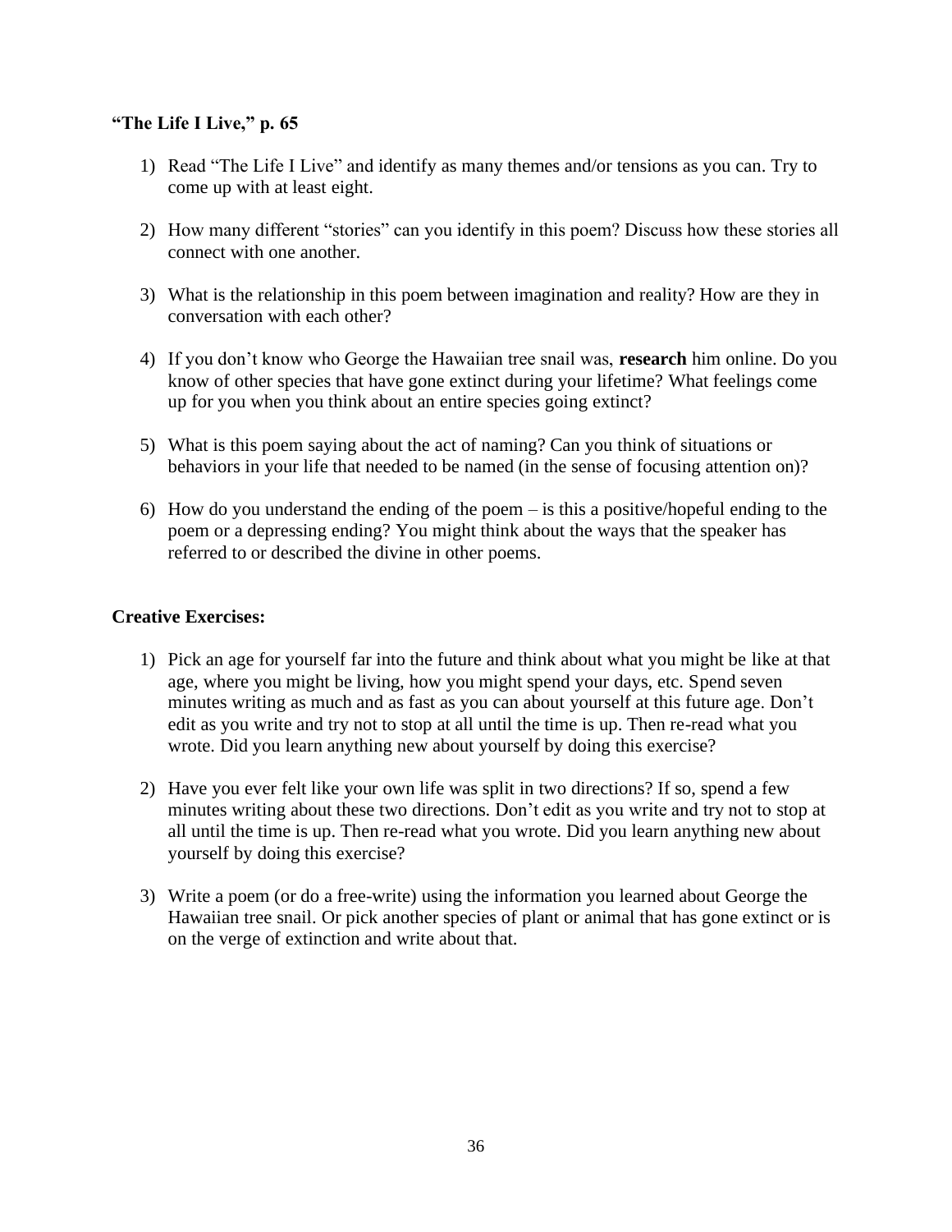**"The Life I Live," p. 65**

1) Read "The Life I Live" and identify as many themes and/or tensions as you can. Try to come up with at least eight.

2) How many different "stories" can you identify in this poem? Discuss how these stories all connect with one another.

3) What is the relationship in this poem between imagination and reality? How are they in conversation with each other?

4) If you don't know who George the Hawaiian tree snail was, **research** him online. Do you know of other species that have gone extinct during your lifetime? What feelings come up for you when you think about an entire species going extinct?

5) What is this poem saying about the act of naming? Can you think of situations or behaviors in your life that needed to be named (in the sense of focusing attention on)?

6) How do you understand the ending of the poem – is this a positive/hopeful ending to the poem or a depressing ending? You might think about the ways that the speaker has referred to or described the divine in other poems.

**Creative Exercises:**

1) Pick an age for yourself far into the future and think about what you might be like at that age, where you might be living, how you might spend your days, etc. Spend seven minutes writing as much and as fast as you can about yourself at this future age. Don't edit as you write and try not to stop at all until the time is up. Then re-read what you wrote. Did you learn anything new about yourself by doing this exercise?

2) Have you ever felt like your own life was split in two directions? If so, spend a few minutes writing about these two directions. Don't edit as you write and try not to stop at all until the time is up. Then re-read what you wrote. Did you learn anything new about yourself by doing this exercise?

3) Write a poem (or do a free-write) using the information you learned about George the Hawaiian tree snail. Or pick another species of plant or animal that has gone extinct or is on the verge of extinction and write about that.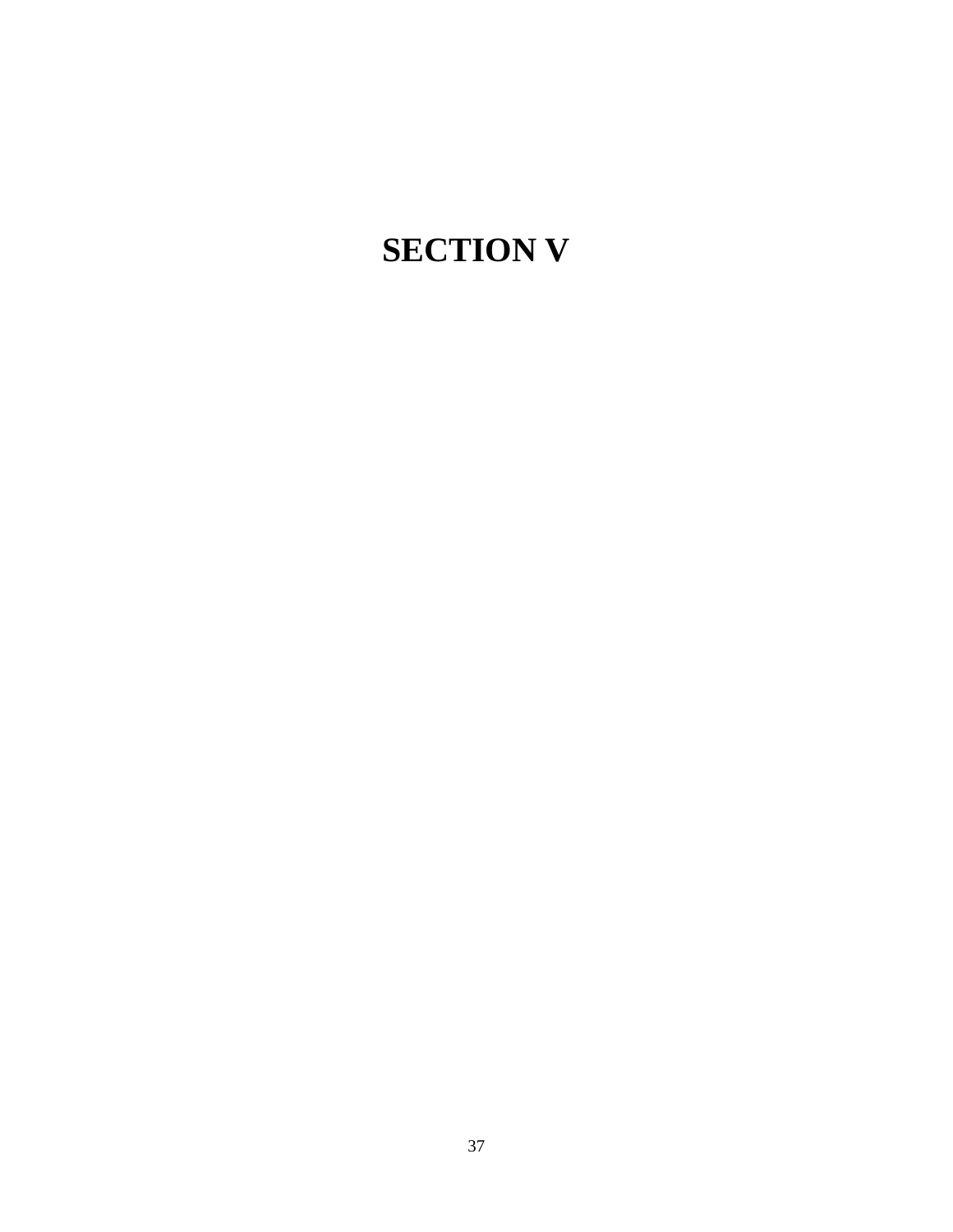# SECTION V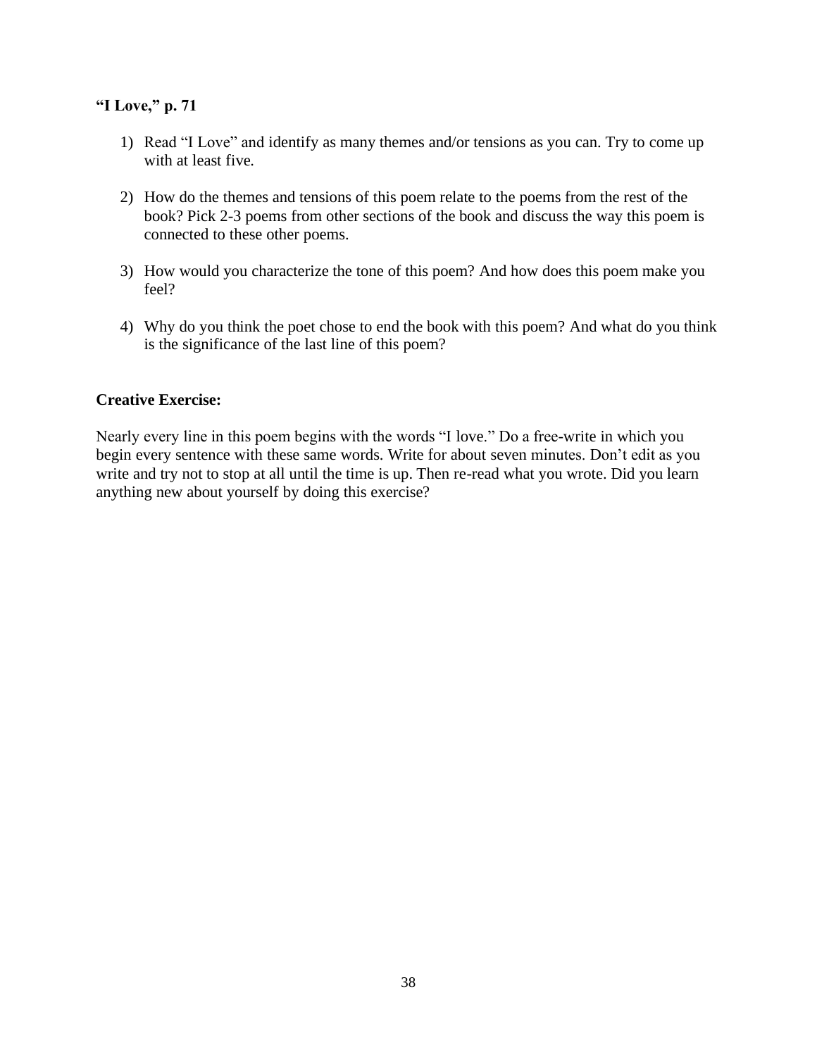**"I Love," p. 71**

1) Read "I Love" and identify as many themes and/or tensions as you can. Try to come up with at least five.

2) How do the themes and tensions of this poem relate to the poems from the rest of the book? Pick 2-3 poems from other sections of the book and discuss the way this poem is connected to these other poems.

3) How would you characterize the tone of this poem? And how does this poem make you feel?

4) Why do you think the poet chose to end the book with this poem? And what do you think is the significance of the last line of this poem?

**Creative Exercise:**

Nearly every line in this poem begins with the words "I love." Do a free-write in which you begin every sentence with these same words. Write for about seven minutes. Don't edit as you write and try not to stop at all until the time is up. Then re-read what you wrote. Did you learn anything new about yourself by doing this exercise?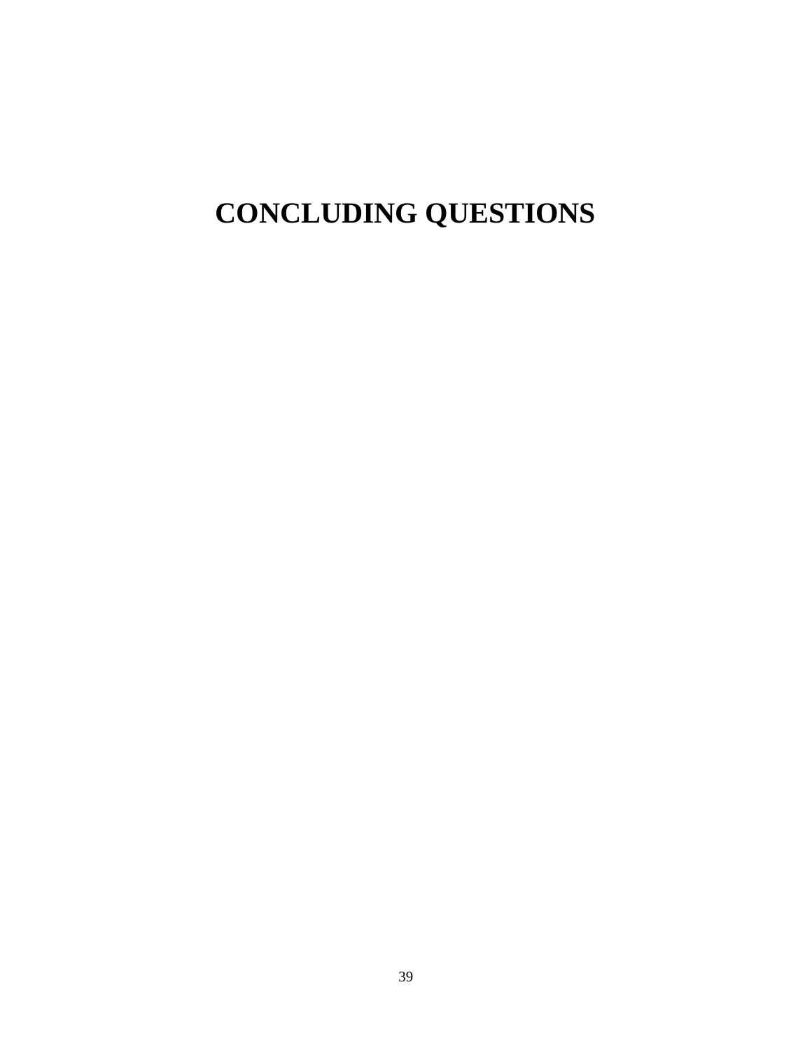# CONCLUDING QUESTIONS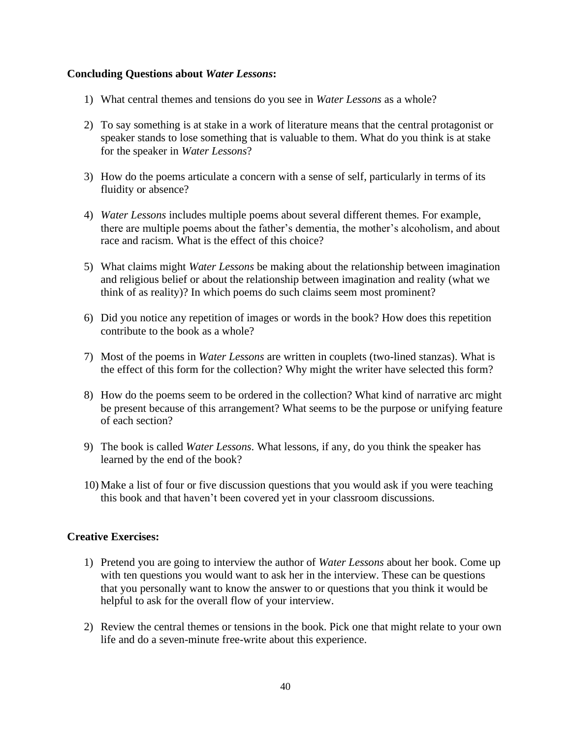**Concluding Questions about *Water Lessons*:**

1) What central themes and tensions do you see in *Water Lessons* as a whole?

2) To say something is at stake in a work of literature means that the central protagonist or speaker stands to lose something that is valuable to them. What do you think is at stake for the speaker in *Water Lessons*?

3) How do the poems articulate a concern with a sense of self, particularly in terms of its fluidity or absence?

4) *Water Lessons* includes multiple poems about several different themes. For example, there are multiple poems about the father's dementia, the mother's alcoholism, and about race and racism. What is the effect of this choice?

5) What claims might *Water Lessons* be making about the relationship between imagination and religious belief or about the relationship between imagination and reality (what we think of as reality)? In which poems do such claims seem most prominent?

6) Did you notice any repetition of images or words in the book? How does this repetition contribute to the book as a whole?

7) Most of the poems in *Water Lessons* are written in couplets (two-lined stanzas). What is the effect of this form for the collection? Why might the writer have selected this form?

8) How do the poems seem to be ordered in the collection? What kind of narrative arc might be present because of this arrangement? What seems to be the purpose or unifying feature of each section?

9) The book is called *Water Lessons*. What lessons, if any, do you think the speaker has learned by the end of the book?

10) Make a list of four or five discussion questions that you would ask if you were teaching this book and that haven't been covered yet in your classroom discussions.

**Creative Exercises:**

1) Pretend you are going to interview the author of *Water Lessons* about her book. Come up with ten questions you would want to ask her in the interview. These can be questions that you personally want to know the answer to or questions that you think it would be helpful to ask for the overall flow of your interview.

2) Review the central themes or tensions in the book. Pick one that might relate to your own life and do a seven-minute free-write about this experience.